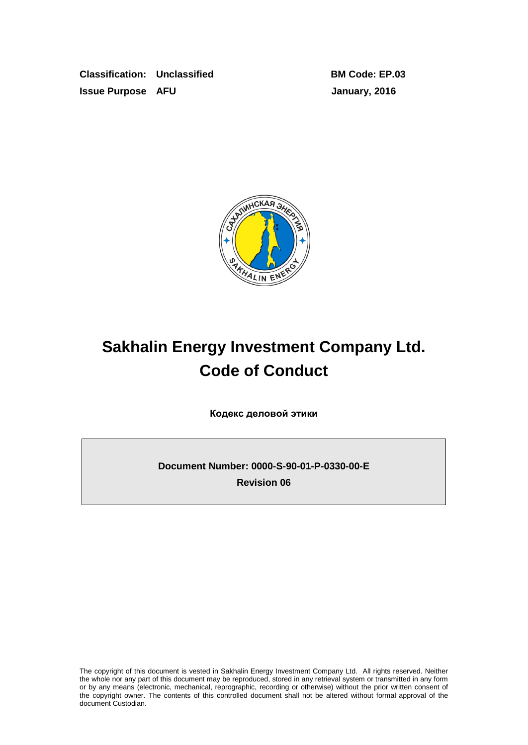**Classification:** Unclassified

**Issue Purpose** AFU

**BM Code: EP.03**

**January, 2016**

# Sakhalin Energy Investment Company Ltd.
# Code of Conduct

**Кодекс деловой этики**

**Document Number: 0000-S-90-01-P-0330-00-E**

**Revision 06**

The copyright of this document is vested in Sakhalin Energy Investment Company Ltd. All rights reserved. Neither the whole nor any part of this document may be reproduced, stored in any retrieval system or transmitted in any form or by any means (electronic, mechanical, reprographic, recording or otherwise) without the prior written consent of the copyright owner. The contents of this controlled document shall not be altered without formal approval of the document Custodian.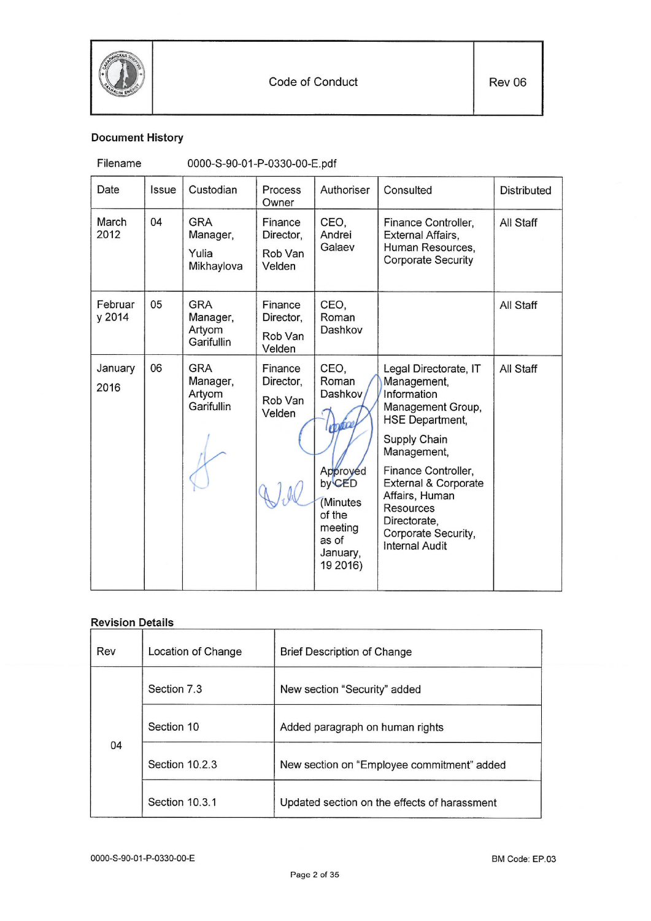## Document History

Filename 0000-S-90-01-P-0330-00-E.pdf

| Date | Issue | Custodian | Process Owner | Authoriser | Consulted | Distributed |
|---|---|---|---|---|---|---|
| March 2012 | 04 | GRA Manager, Yulia Mikhaylova | Finance Director, Rob Van Velden | CEO, Andrei Galaev | Finance Controller, External Affairs, Human Resources, Corporate Security | All Staff |
| February 2014 | 05 | GRA Manager, Artyom Garifullin | Finance Director, Rob Van Velden | CEO, Roman Dashkov | | All Staff |
| January 2016 | 06 | GRA Manager, Artyom Garifullin | Finance Director, Rob Van Velden | CEO, Roman Dashkov Approved by CED (Minutes of the meeting as of January, 19 2016) | Legal Directorate, IT Management, Information Management Group, HSE Department, Supply Chain Management, Finance Controller, External & Corporate Affairs, Human Resources Directorate, Corporate Security, Internal Audit | All Staff |

## Revision Details

| Rev | Location of Change | Brief Description of Change |
|---|---|---|
| 04 | Section 7.3 | New section "Security" added |
| | Section 10 | Added paragraph on human rights |
| | Section 10.2.3 | New section on "Employee commitment" added |
| | Section 10.3.1 | Updated section on the effects of harassment |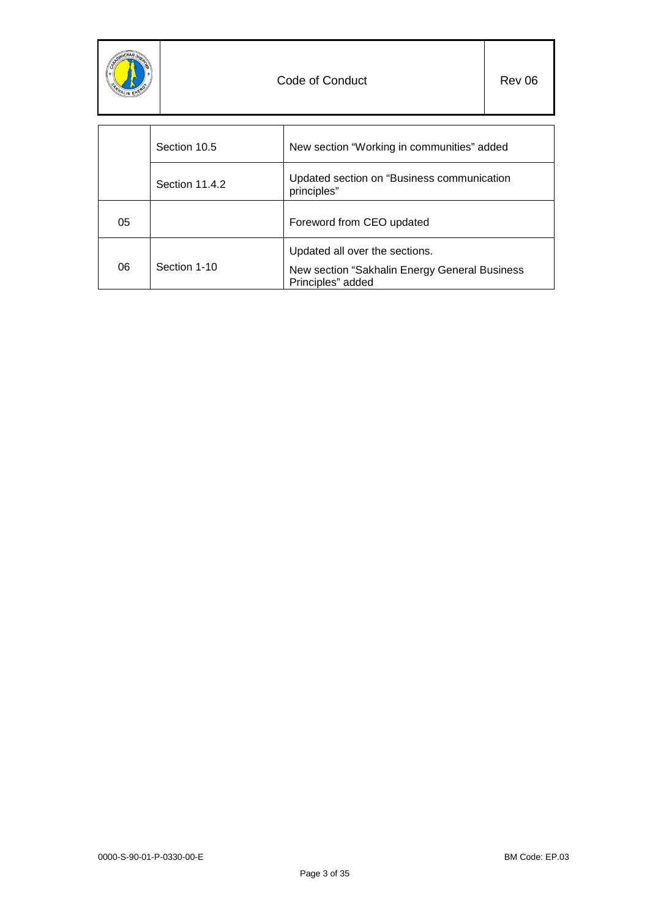|  |  |  |
|---|---|---|
|  | Section 10.5 | New section "Working in communities" added |
|  | Section 11.4.2 | Updated section on "Business communication principles" |
| 05 |  | Foreword from CEO updated |
| 06 | Section 1-10 | Updated all over the sections.<br>New section "Sakhalin Energy General Business Principles" added |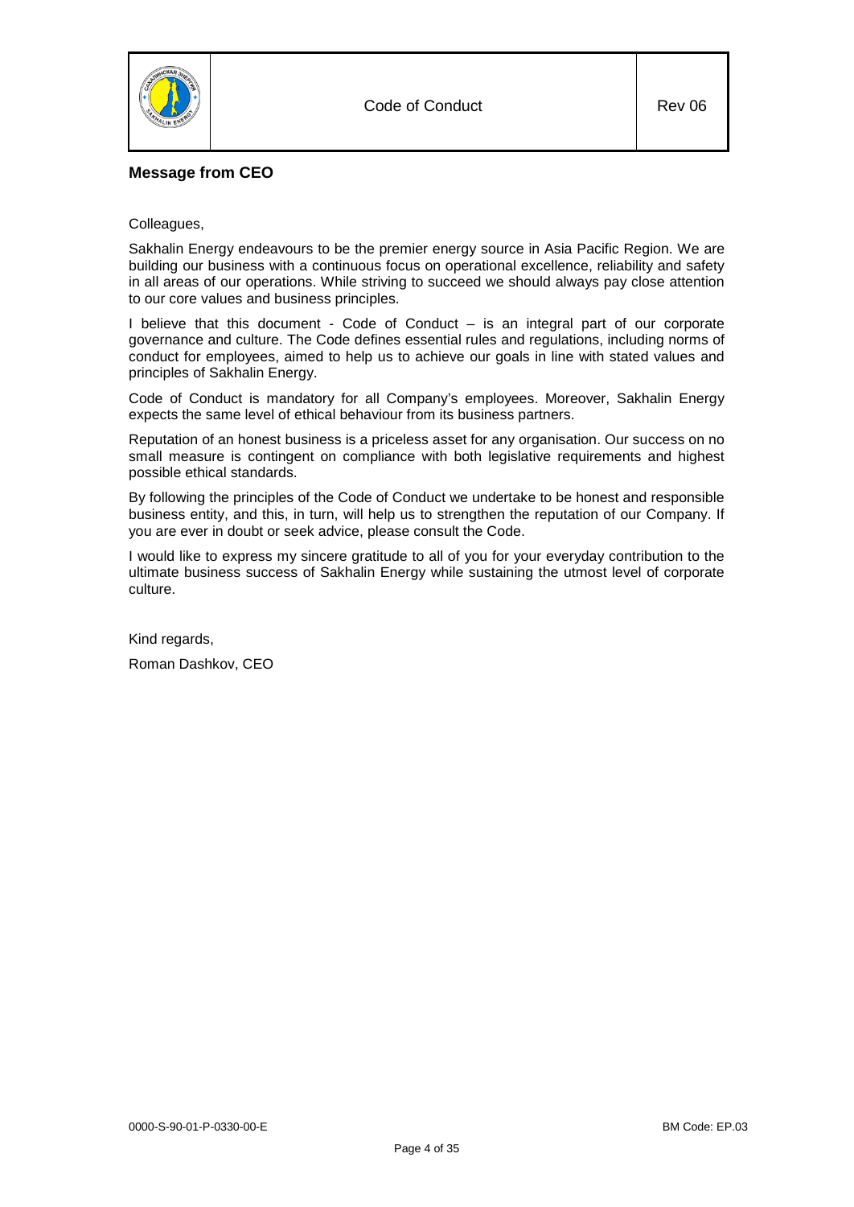## Message from CEO

Colleagues,

Sakhalin Energy endeavours to be the premier energy source in Asia Pacific Region. We are building our business with a continuous focus on operational excellence, reliability and safety in all areas of our operations. While striving to succeed we should always pay close attention to our core values and business principles.

I believe that this document - Code of Conduct – is an integral part of our corporate governance and culture. The Code defines essential rules and regulations, including norms of conduct for employees, aimed to help us to achieve our goals in line with stated values and principles of Sakhalin Energy.

Code of Conduct is mandatory for all Company's employees. Moreover, Sakhalin Energy expects the same level of ethical behaviour from its business partners.

Reputation of an honest business is a priceless asset for any organisation. Our success on no small measure is contingent on compliance with both legislative requirements and highest possible ethical standards.

By following the principles of the Code of Conduct we undertake to be honest and responsible business entity, and this, in turn, will help us to strengthen the reputation of our Company. If you are ever in doubt or seek advice, please consult the Code.

I would like to express my sincere gratitude to all of you for your everyday contribution to the ultimate business success of Sakhalin Energy while sustaining the utmost level of corporate culture.

Kind regards,

Roman Dashkov, CEO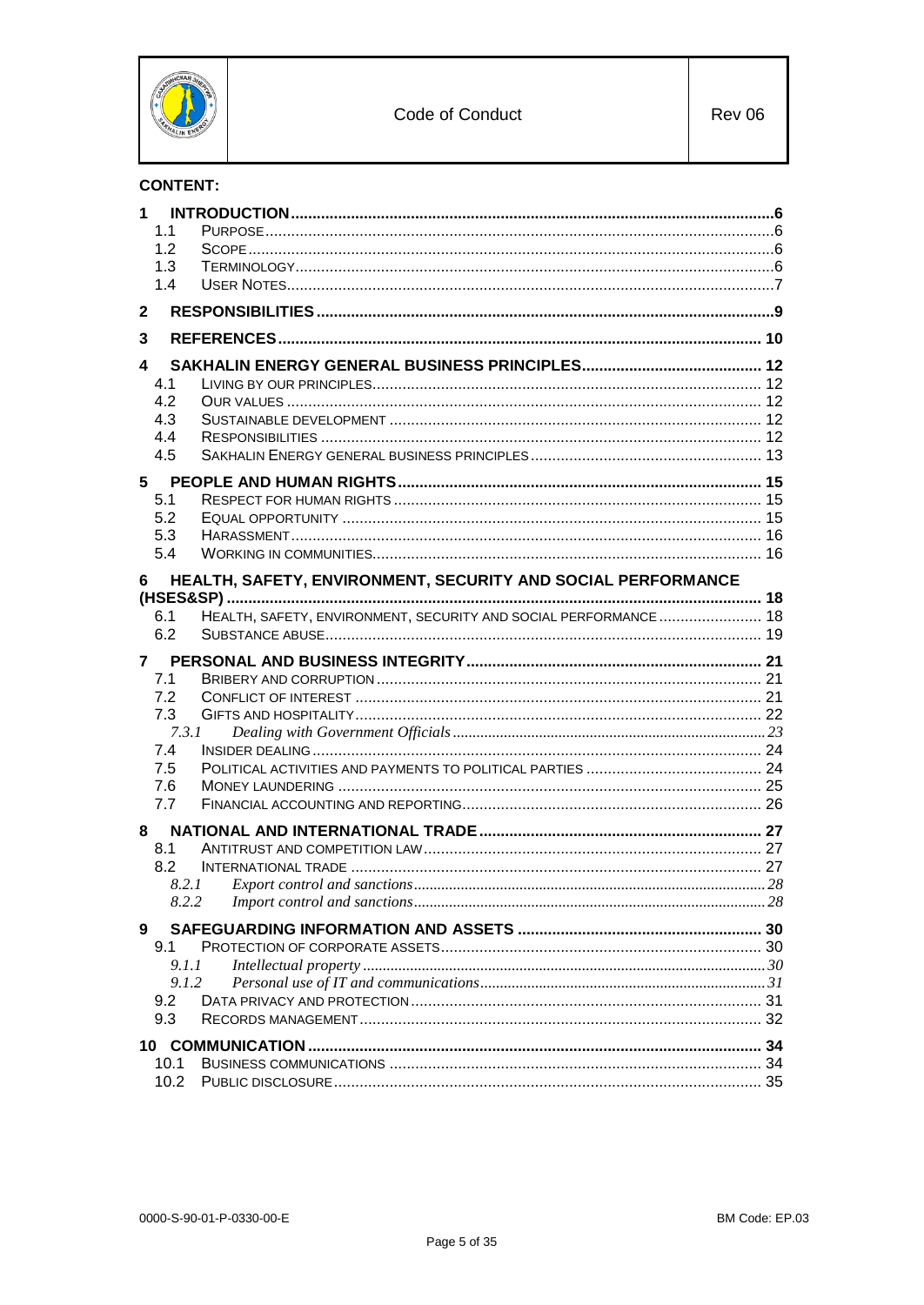**CONTENT:**

- 1 INTRODUCTION ... 6
  - 1.1 PURPOSE ... 6
  - 1.2 SCOPE ... 6
  - 1.3 TERMINOLOGY ... 6
  - 1.4 USER NOTES ... 7
- 2 RESPONSIBILITIES ... 9
- 3 REFERENCES ... 10
- 4 SAKHALIN ENERGY GENERAL BUSINESS PRINCIPLES ... 12
  - 4.1 LIVING BY OUR PRINCIPLES ... 12
  - 4.2 OUR VALUES ... 12
  - 4.3 SUSTAINABLE DEVELOPMENT ... 12
  - 4.4 RESPONSIBILITIES ... 12
  - 4.5 SAKHALIN ENERGY GENERAL BUSINESS PRINCIPLES ... 13
- 5 PEOPLE AND HUMAN RIGHTS ... 15
  - 5.1 RESPECT FOR HUMAN RIGHTS ... 15
  - 5.2 EQUAL OPPORTUNITY ... 15
  - 5.3 HARASSMENT ... 16
  - 5.4 WORKING IN COMMUNITIES ... 16
- 6 HEALTH, SAFETY, ENVIRONMENT, SECURITY AND SOCIAL PERFORMANCE (HSES&SP) ... 18
  - 6.1 HEALTH, SAFETY, ENVIRONMENT, SECURITY AND SOCIAL PERFORMANCE ... 18
  - 6.2 SUBSTANCE ABUSE ... 19
- 7 PERSONAL AND BUSINESS INTEGRITY ... 21
  - 7.1 BRIBERY AND CORRUPTION ... 21
  - 7.2 CONFLICT OF INTEREST ... 21
  - 7.3 GIFTS AND HOSPITALITY ... 22
    - *7.3.1 Dealing with Government Officials ... 23*
  - 7.4 INSIDER DEALING ... 24
  - 7.5 POLITICAL ACTIVITIES AND PAYMENTS TO POLITICAL PARTIES ... 24
  - 7.6 MONEY LAUNDERING ... 25
  - 7.7 FINANCIAL ACCOUNTING AND REPORTING ... 26
- 8 NATIONAL AND INTERNATIONAL TRADE ... 27
  - 8.1 ANTITRUST AND COMPETITION LAW ... 27
  - 8.2 INTERNATIONAL TRADE ... 27
    - *8.2.1 Export control and sanctions ... 28*
    - *8.2.2 Import control and sanctions ... 28*
- 9 SAFEGUARDING INFORMATION AND ASSETS ... 30
  - 9.1 PROTECTION OF CORPORATE ASSETS ... 30
    - *9.1.1 Intellectual property ... 30*
    - *9.1.2 Personal use of IT and communications ... 31*
  - 9.2 DATA PRIVACY AND PROTECTION ... 31
  - 9.3 RECORDS MANAGEMENT ... 32
- 10 COMMUNICATION ... 34
  - 10.1 BUSINESS COMMUNICATIONS ... 34
  - 10.2 PUBLIC DISCLOSURE ... 35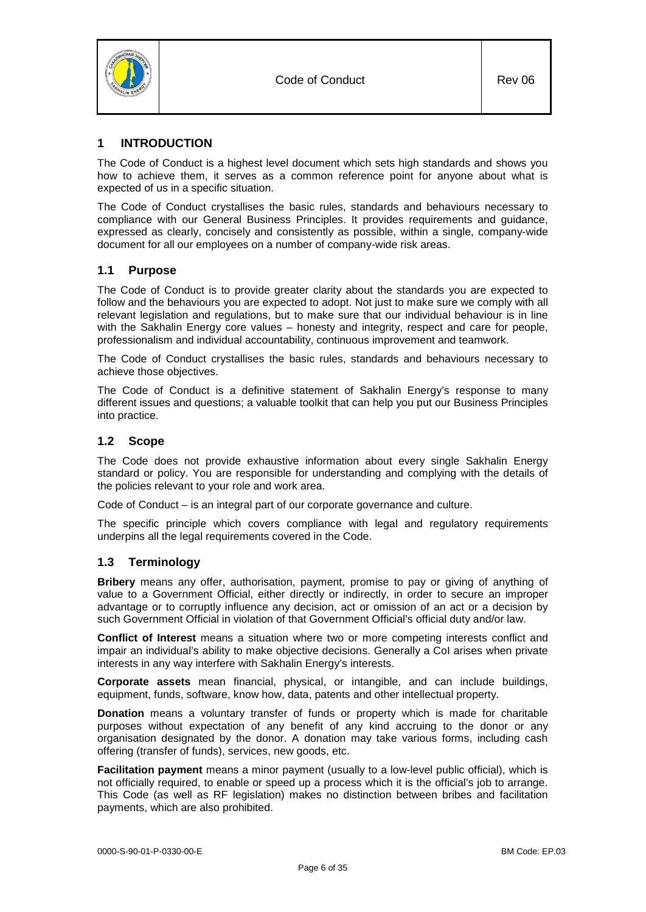## 1 INTRODUCTION

The Code of Conduct is a highest level document which sets high standards and shows you how to achieve them, it serves as a common reference point for anyone about what is expected of us in a specific situation.

The Code of Conduct crystallises the basic rules, standards and behaviours necessary to compliance with our General Business Principles. It provides requirements and guidance, expressed as clearly, concisely and consistently as possible, within a single, company-wide document for all our employees on a number of company-wide risk areas.

### 1.1 Purpose

The Code of Conduct is to provide greater clarity about the standards you are expected to follow and the behaviours you are expected to adopt. Not just to make sure we comply with all relevant legislation and regulations, but to make sure that our individual behaviour is in line with the Sakhalin Energy core values – honesty and integrity, respect and care for people, professionalism and individual accountability, continuous improvement and teamwork.

The Code of Conduct crystallises the basic rules, standards and behaviours necessary to achieve those objectives.

The Code of Conduct is a definitive statement of Sakhalin Energy's response to many different issues and questions; a valuable toolkit that can help you put our Business Principles into practice.

### 1.2 Scope

The Code does not provide exhaustive information about every single Sakhalin Energy standard or policy. You are responsible for understanding and complying with the details of the policies relevant to your role and work area.

Code of Conduct – is an integral part of our corporate governance and culture.

The specific principle which covers compliance with legal and regulatory requirements underpins all the legal requirements covered in the Code.

### 1.3 Terminology

**Bribery** means any offer, authorisation, payment, promise to pay or giving of anything of value to a Government Official, either directly or indirectly, in order to secure an improper advantage or to corruptly influence any decision, act or omission of an act or a decision by such Government Official in violation of that Government Official's official duty and/or law.

**Conflict of Interest** means a situation where two or more competing interests conflict and impair an individual's ability to make objective decisions. Generally a CoI arises when private interests in any way interfere with Sakhalin Energy's interests.

**Corporate assets** mean financial, physical, or intangible, and can include buildings, equipment, funds, software, know how, data, patents and other intellectual property.

**Donation** means a voluntary transfer of funds or property which is made for charitable purposes without expectation of any benefit of any kind accruing to the donor or any organisation designated by the donor. A donation may take various forms, including cash offering (transfer of funds), services, new goods, etc.

**Facilitation payment** means a minor payment (usually to a low-level public official), which is not officially required, to enable or speed up a process which it is the official's job to arrange. This Code (as well as RF legislation) makes no distinction between bribes and facilitation payments, which are also prohibited.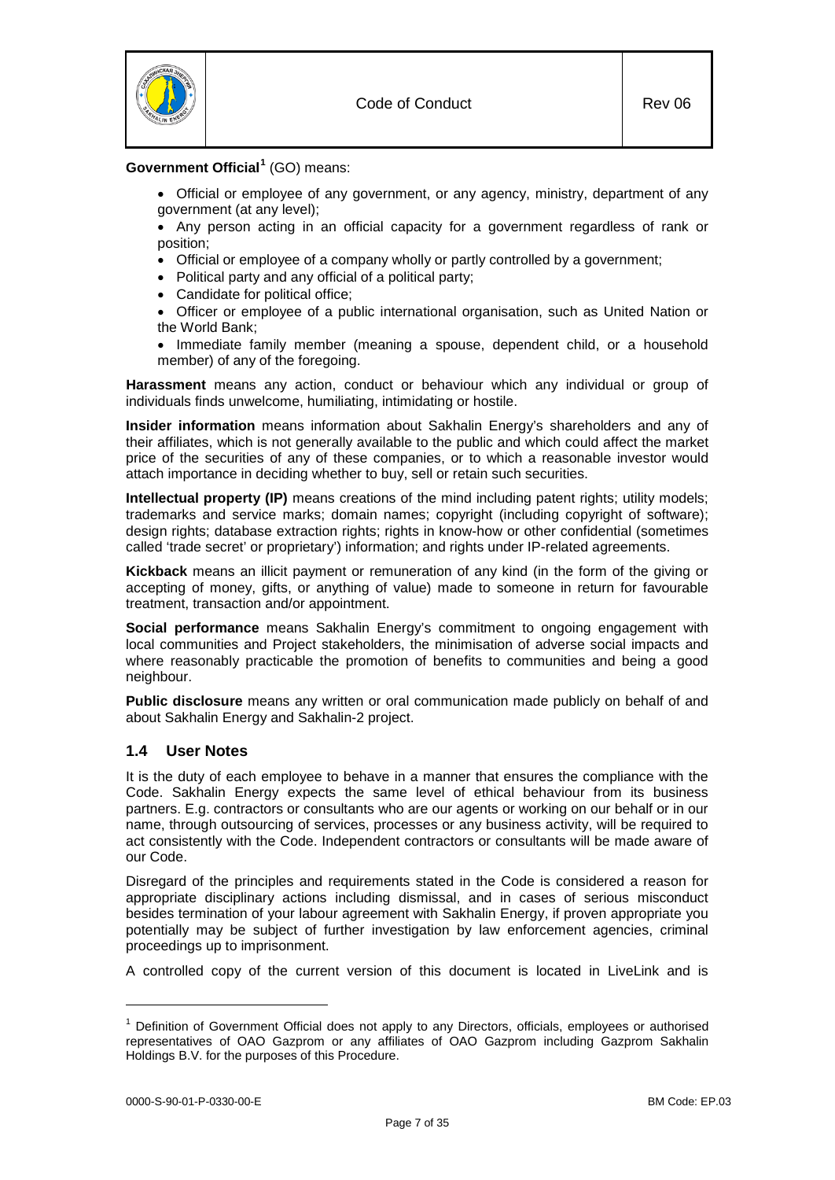**Government Official**[1] (GO) means:

- Official or employee of any government, or any agency, ministry, department of any government (at any level);
- Any person acting in an official capacity for a government regardless of rank or position;
- Official or employee of a company wholly or partly controlled by a government;
- Political party and any official of a political party;
- Candidate for political office;
- Officer or employee of a public international organisation, such as United Nation or the World Bank;
- Immediate family member (meaning a spouse, dependent child, or a household member) of any of the foregoing.

**Harassment** means any action, conduct or behaviour which any individual or group of individuals finds unwelcome, humiliating, intimidating or hostile.

**Insider information** means information about Sakhalin Energy's shareholders and any of their affiliates, which is not generally available to the public and which could affect the market price of the securities of any of these companies, or to which a reasonable investor would attach importance in deciding whether to buy, sell or retain such securities.

**Intellectual property (IP)** means creations of the mind including patent rights; utility models; trademarks and service marks; domain names; copyright (including copyright of software); design rights; database extraction rights; rights in know-how or other confidential (sometimes called 'trade secret' or proprietary') information; and rights under IP-related agreements.

**Kickback** means an illicit payment or remuneration of any kind (in the form of the giving or accepting of money, gifts, or anything of value) made to someone in return for favourable treatment, transaction and/or appointment.

**Social performance** means Sakhalin Energy's commitment to ongoing engagement with local communities and Project stakeholders, the minimisation of adverse social impacts and where reasonably practicable the promotion of benefits to communities and being a good neighbour.

**Public disclosure** means any written or oral communication made publicly on behalf of and about Sakhalin Energy and Sakhalin-2 project.

## 1.4 User Notes

It is the duty of each employee to behave in a manner that ensures the compliance with the Code. Sakhalin Energy expects the same level of ethical behaviour from its business partners. E.g. contractors or consultants who are our agents or working on our behalf or in our name, through outsourcing of services, processes or any business activity, will be required to act consistently with the Code. Independent contractors or consultants will be made aware of our Code.

Disregard of the principles and requirements stated in the Code is considered a reason for appropriate disciplinary actions including dismissal, and in cases of serious misconduct besides termination of your labour agreement with Sakhalin Energy, if proven appropriate you potentially may be subject of further investigation by law enforcement agencies, criminal proceedings up to imprisonment.

A controlled copy of the current version of this document is located in LiveLink and is

---

[1] Definition of Government Official does not apply to any Directors, officials, employees or authorised representatives of OAO Gazprom or any affiliates of OAO Gazprom including Gazprom Sakhalin Holdings B.V. for the purposes of this Procedure.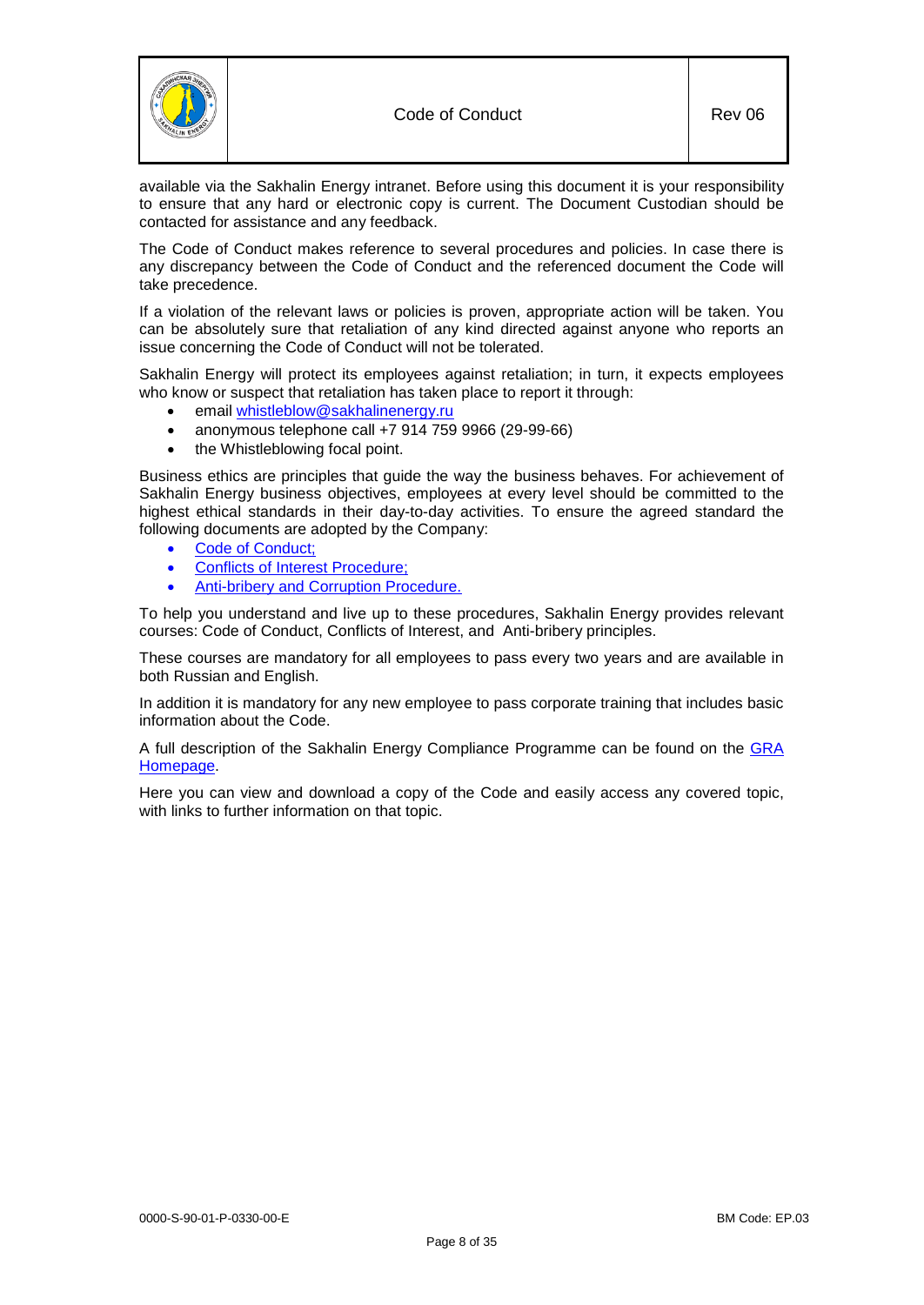available via the Sakhalin Energy intranet. Before using this document it is your responsibility to ensure that any hard or electronic copy is current. The Document Custodian should be contacted for assistance and any feedback.

The Code of Conduct makes reference to several procedures and policies. In case there is any discrepancy between the Code of Conduct and the referenced document the Code will take precedence.

If a violation of the relevant laws or policies is proven, appropriate action will be taken. You can be absolutely sure that retaliation of any kind directed against anyone who reports an issue concerning the Code of Conduct will not be tolerated.

Sakhalin Energy will protect its employees against retaliation; in turn, it expects employees who know or suspect that retaliation has taken place to report it through:

- email whistleblow@sakhalinenergy.ru
- anonymous telephone call +7 914 759 9966 (29-99-66)
- the Whistleblowing focal point.

Business ethics are principles that guide the way the business behaves. For achievement of Sakhalin Energy business objectives, employees at every level should be committed to the highest ethical standards in their day-to-day activities. To ensure the agreed standard the following documents are adopted by the Company:

- Code of Conduct;
- Conflicts of Interest Procedure;
- Anti-bribery and Corruption Procedure.

To help you understand and live up to these procedures, Sakhalin Energy provides relevant courses: Code of Conduct, Conflicts of Interest, and Anti-bribery principles.

These courses are mandatory for all employees to pass every two years and are available in both Russian and English.

In addition it is mandatory for any new employee to pass corporate training that includes basic information about the Code.

A full description of the Sakhalin Energy Compliance Programme can be found on the GRA Homepage.

Here you can view and download a copy of the Code and easily access any covered topic, with links to further information on that topic.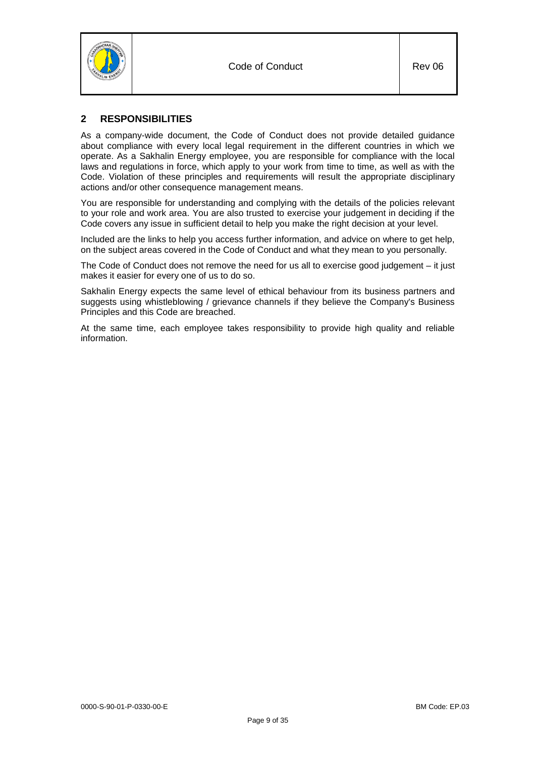## 2 RESPONSIBILITIES

As a company-wide document, the Code of Conduct does not provide detailed guidance about compliance with every local legal requirement in the different countries in which we operate. As a Sakhalin Energy employee, you are responsible for compliance with the local laws and regulations in force, which apply to your work from time to time, as well as with the Code. Violation of these principles and requirements will result the appropriate disciplinary actions and/or other consequence management means.

You are responsible for understanding and complying with the details of the policies relevant to your role and work area. You are also trusted to exercise your judgement in deciding if the Code covers any issue in sufficient detail to help you make the right decision at your level.

Included are the links to help you access further information, and advice on where to get help, on the subject areas covered in the Code of Conduct and what they mean to you personally.

The Code of Conduct does not remove the need for us all to exercise good judgement – it just makes it easier for every one of us to do so.

Sakhalin Energy expects the same level of ethical behaviour from its business partners and suggests using whistleblowing / grievance channels if they believe the Company's Business Principles and this Code are breached.

At the same time, each employee takes responsibility to provide high quality and reliable information.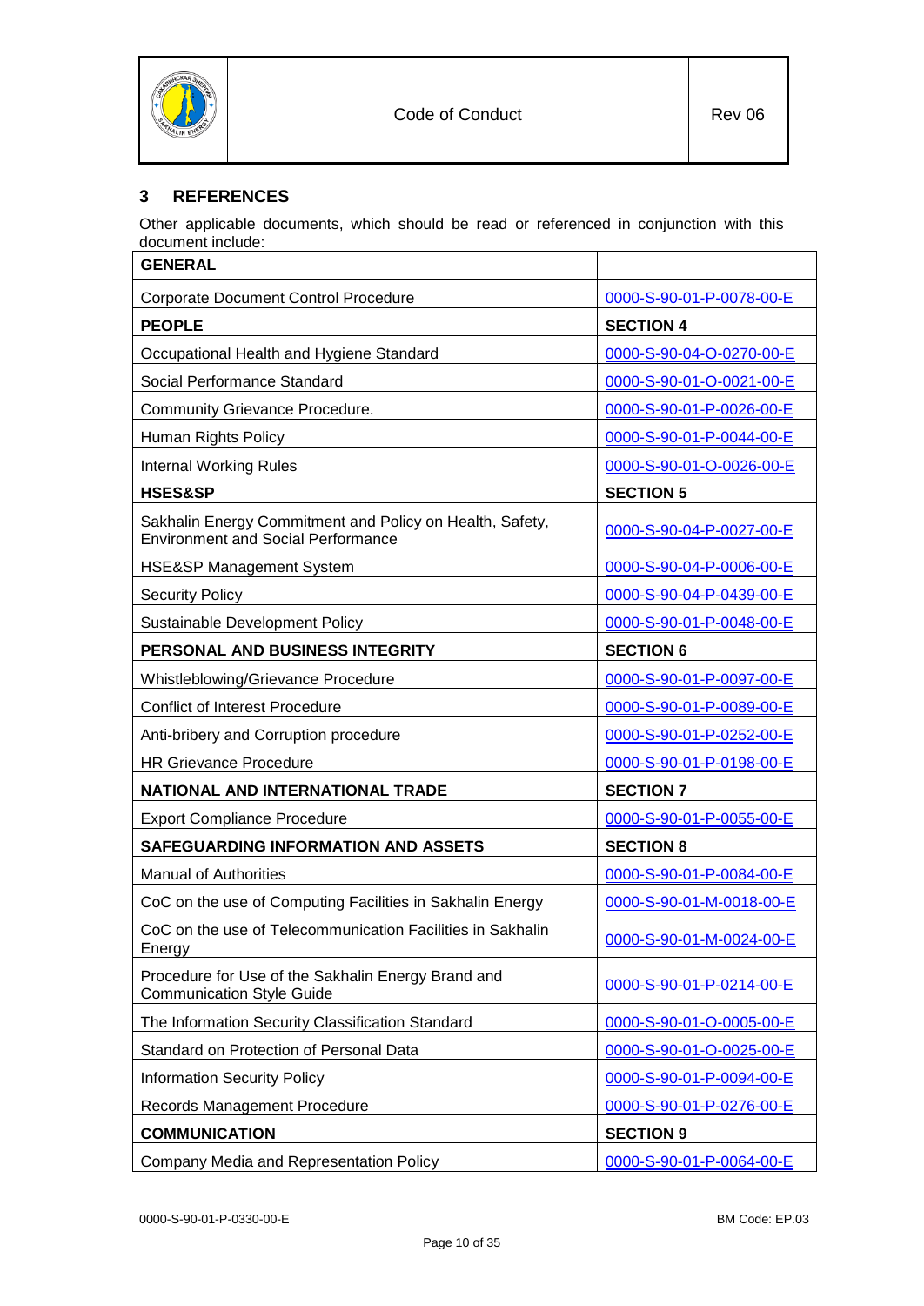## 3 REFERENCES

Other applicable documents, which should be read or referenced in conjunction with this document include:

| GENERAL | |
|---|---|
| Corporate Document Control Procedure | 0000-S-90-01-P-0078-00-E |
| **PEOPLE** | **SECTION 4** |
| Occupational Health and Hygiene Standard | 0000-S-90-04-O-0270-00-E |
| Social Performance Standard | 0000-S-90-01-O-0021-00-E |
| Community Grievance Procedure. | 0000-S-90-01-P-0026-00-E |
| Human Rights Policy | 0000-S-90-01-P-0044-00-E |
| Internal Working Rules | 0000-S-90-01-O-0026-00-E |
| **HSES&SP** | **SECTION 5** |
| Sakhalin Energy Commitment and Policy on Health, Safety, Environment and Social Performance | 0000-S-90-04-P-0027-00-E |
| HSE&SP Management System | 0000-S-90-04-P-0006-00-E |
| Security Policy | 0000-S-90-04-P-0439-00-E |
| Sustainable Development Policy | 0000-S-90-01-P-0048-00-E |
| **PERSONAL AND BUSINESS INTEGRITY** | **SECTION 6** |
| Whistleblowing/Grievance Procedure | 0000-S-90-01-P-0097-00-E |
| Conflict of Interest Procedure | 0000-S-90-01-P-0089-00-E |
| Anti-bribery and Corruption procedure | 0000-S-90-01-P-0252-00-E |
| HR Grievance Procedure | 0000-S-90-01-P-0198-00-E |
| **NATIONAL AND INTERNATIONAL TRADE** | **SECTION 7** |
| Export Compliance Procedure | 0000-S-90-01-P-0055-00-E |
| **SAFEGUARDING INFORMATION AND ASSETS** | **SECTION 8** |
| Manual of Authorities | 0000-S-90-01-P-0084-00-E |
| CoC on the use of Computing Facilities in Sakhalin Energy | 0000-S-90-01-M-0018-00-E |
| CoC on the use of Telecommunication Facilities in Sakhalin Energy | 0000-S-90-01-M-0024-00-E |
| Procedure for Use of the Sakhalin Energy Brand and Communication Style Guide | 0000-S-90-01-P-0214-00-E |
| The Information Security Classification Standard | 0000-S-90-01-O-0005-00-E |
| Standard on Protection of Personal Data | 0000-S-90-01-O-0025-00-E |
| Information Security Policy | 0000-S-90-01-P-0094-00-E |
| Records Management Procedure | 0000-S-90-01-P-0276-00-E |
| **COMMUNICATION** | **SECTION 9** |
| Company Media and Representation Policy | 0000-S-90-01-P-0064-00-E |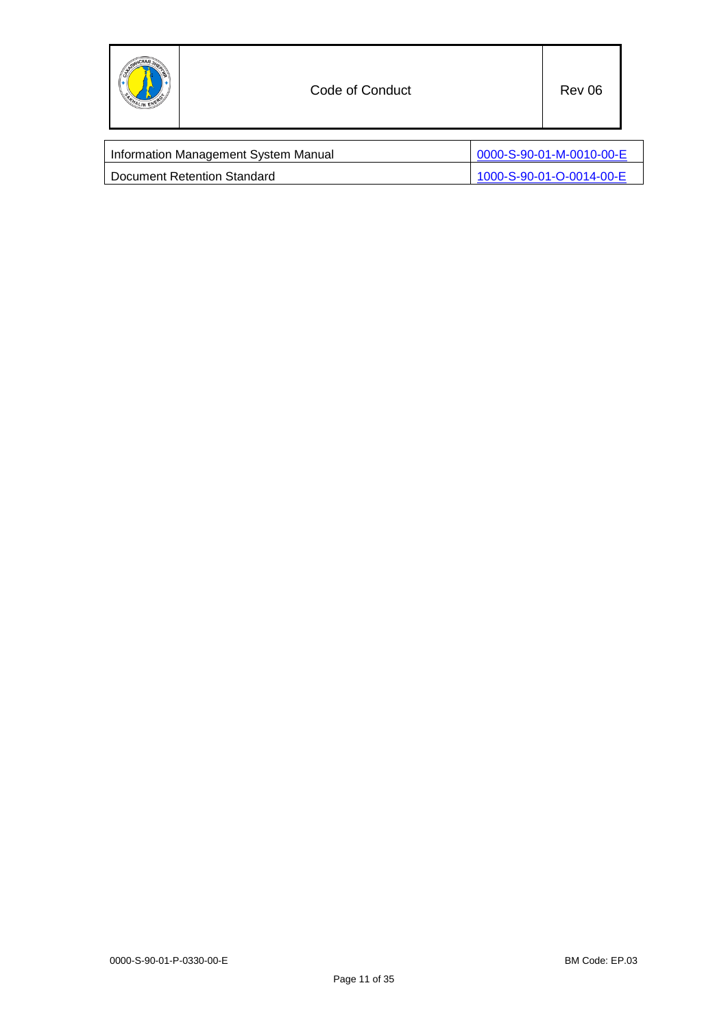| Information Management System Manual | 0000-S-90-01-M-0010-00-E |
| --- | --- |
| Document Retention Standard | 1000-S-90-01-O-0014-00-E |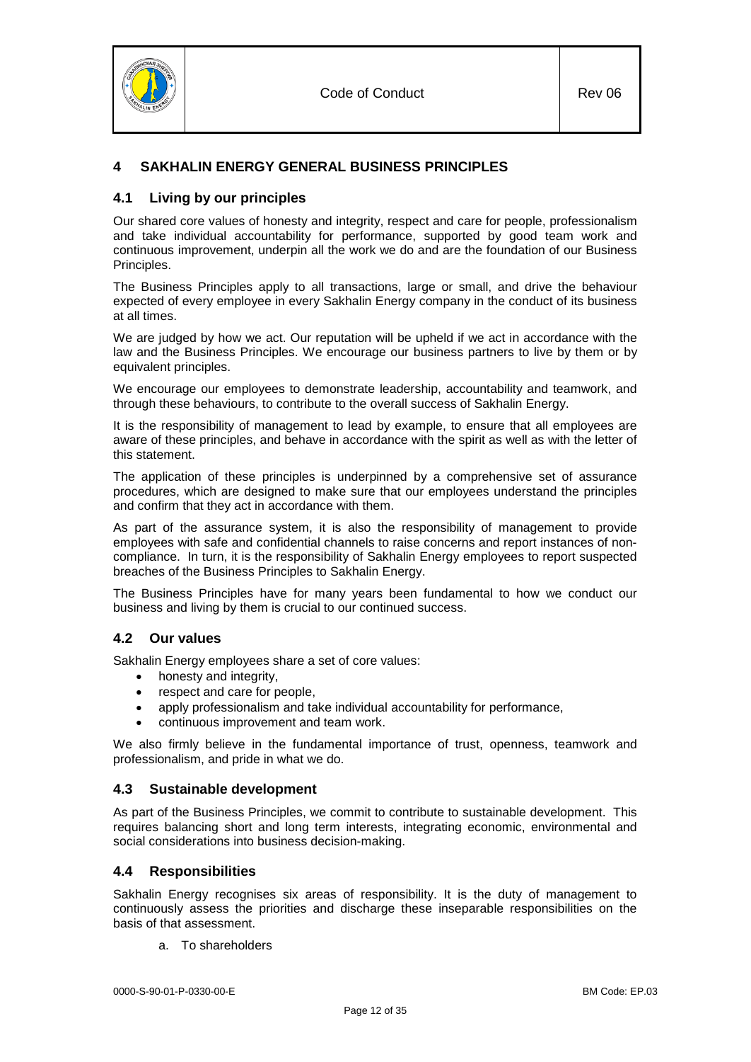# 4 SAKHALIN ENERGY GENERAL BUSINESS PRINCIPLES

## 4.1 Living by our principles

Our shared core values of honesty and integrity, respect and care for people, professionalism and take individual accountability for performance, supported by good team work and continuous improvement, underpin all the work we do and are the foundation of our Business Principles.

The Business Principles apply to all transactions, large or small, and drive the behaviour expected of every employee in every Sakhalin Energy company in the conduct of its business at all times.

We are judged by how we act. Our reputation will be upheld if we act in accordance with the law and the Business Principles. We encourage our business partners to live by them or by equivalent principles.

We encourage our employees to demonstrate leadership, accountability and teamwork, and through these behaviours, to contribute to the overall success of Sakhalin Energy.

It is the responsibility of management to lead by example, to ensure that all employees are aware of these principles, and behave in accordance with the spirit as well as with the letter of this statement.

The application of these principles is underpinned by a comprehensive set of assurance procedures, which are designed to make sure that our employees understand the principles and confirm that they act in accordance with them.

As part of the assurance system, it is also the responsibility of management to provide employees with safe and confidential channels to raise concerns and report instances of non-compliance. In turn, it is the responsibility of Sakhalin Energy employees to report suspected breaches of the Business Principles to Sakhalin Energy.

The Business Principles have for many years been fundamental to how we conduct our business and living by them is crucial to our continued success.

## 4.2 Our values

Sakhalin Energy employees share a set of core values:

- honesty and integrity,
- respect and care for people,
- apply professionalism and take individual accountability for performance,
- continuous improvement and team work.

We also firmly believe in the fundamental importance of trust, openness, teamwork and professionalism, and pride in what we do.

## 4.3 Sustainable development

As part of the Business Principles, we commit to contribute to sustainable development. This requires balancing short and long term interests, integrating economic, environmental and social considerations into business decision-making.

## 4.4 Responsibilities

Sakhalin Energy recognises six areas of responsibility. It is the duty of management to continuously assess the priorities and discharge these inseparable responsibilities on the basis of that assessment.

a. To shareholders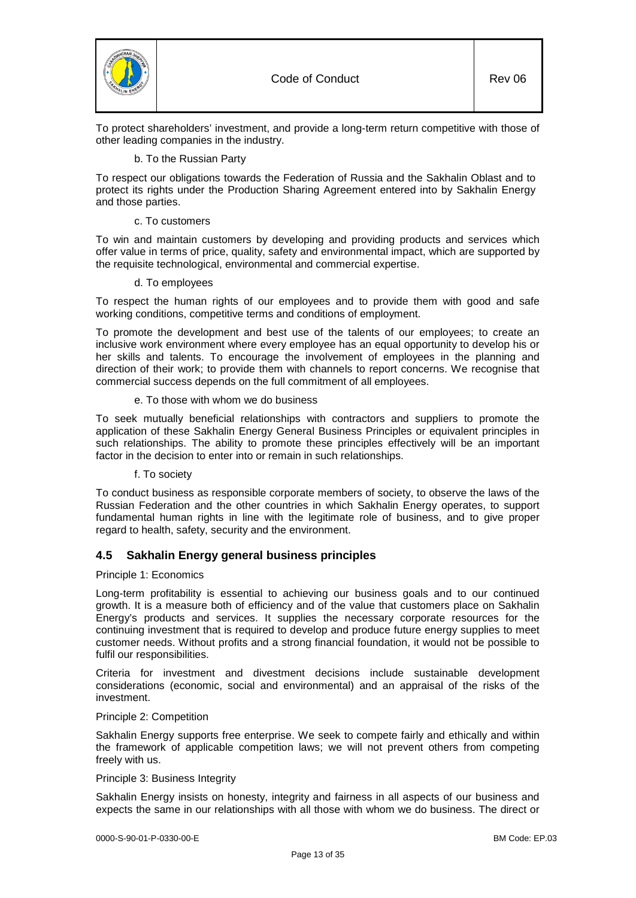To protect shareholders' investment, and provide a long-term return competitive with those of other leading companies in the industry.

b. To the Russian Party

To respect our obligations towards the Federation of Russia and the Sakhalin Oblast and to protect its rights under the Production Sharing Agreement entered into by Sakhalin Energy and those parties.

c. To customers

To win and maintain customers by developing and providing products and services which offer value in terms of price, quality, safety and environmental impact, which are supported by the requisite technological, environmental and commercial expertise.

d. To employees

To respect the human rights of our employees and to provide them with good and safe working conditions, competitive terms and conditions of employment.

To promote the development and best use of the talents of our employees; to create an inclusive work environment where every employee has an equal opportunity to develop his or her skills and talents. To encourage the involvement of employees in the planning and direction of their work; to provide them with channels to report concerns. We recognise that commercial success depends on the full commitment of all employees.

e. To those with whom we do business

To seek mutually beneficial relationships with contractors and suppliers to promote the application of these Sakhalin Energy General Business Principles or equivalent principles in such relationships. The ability to promote these principles effectively will be an important factor in the decision to enter into or remain in such relationships.

f. To society

To conduct business as responsible corporate members of society, to observe the laws of the Russian Federation and the other countries in which Sakhalin Energy operates, to support fundamental human rights in line with the legitimate role of business, and to give proper regard to health, safety, security and the environment.

## 4.5 Sakhalin Energy general business principles

Principle 1: Economics

Long-term profitability is essential to achieving our business goals and to our continued growth. It is a measure both of efficiency and of the value that customers place on Sakhalin Energy's products and services. It supplies the necessary corporate resources for the continuing investment that is required to develop and produce future energy supplies to meet customer needs. Without profits and a strong financial foundation, it would not be possible to fulfil our responsibilities.

Criteria for investment and divestment decisions include sustainable development considerations (economic, social and environmental) and an appraisal of the risks of the investment.

Principle 2: Competition

Sakhalin Energy supports free enterprise. We seek to compete fairly and ethically and within the framework of applicable competition laws; we will not prevent others from competing freely with us.

Principle 3: Business Integrity

Sakhalin Energy insists on honesty, integrity and fairness in all aspects of our business and expects the same in our relationships with all those with whom we do business. The direct or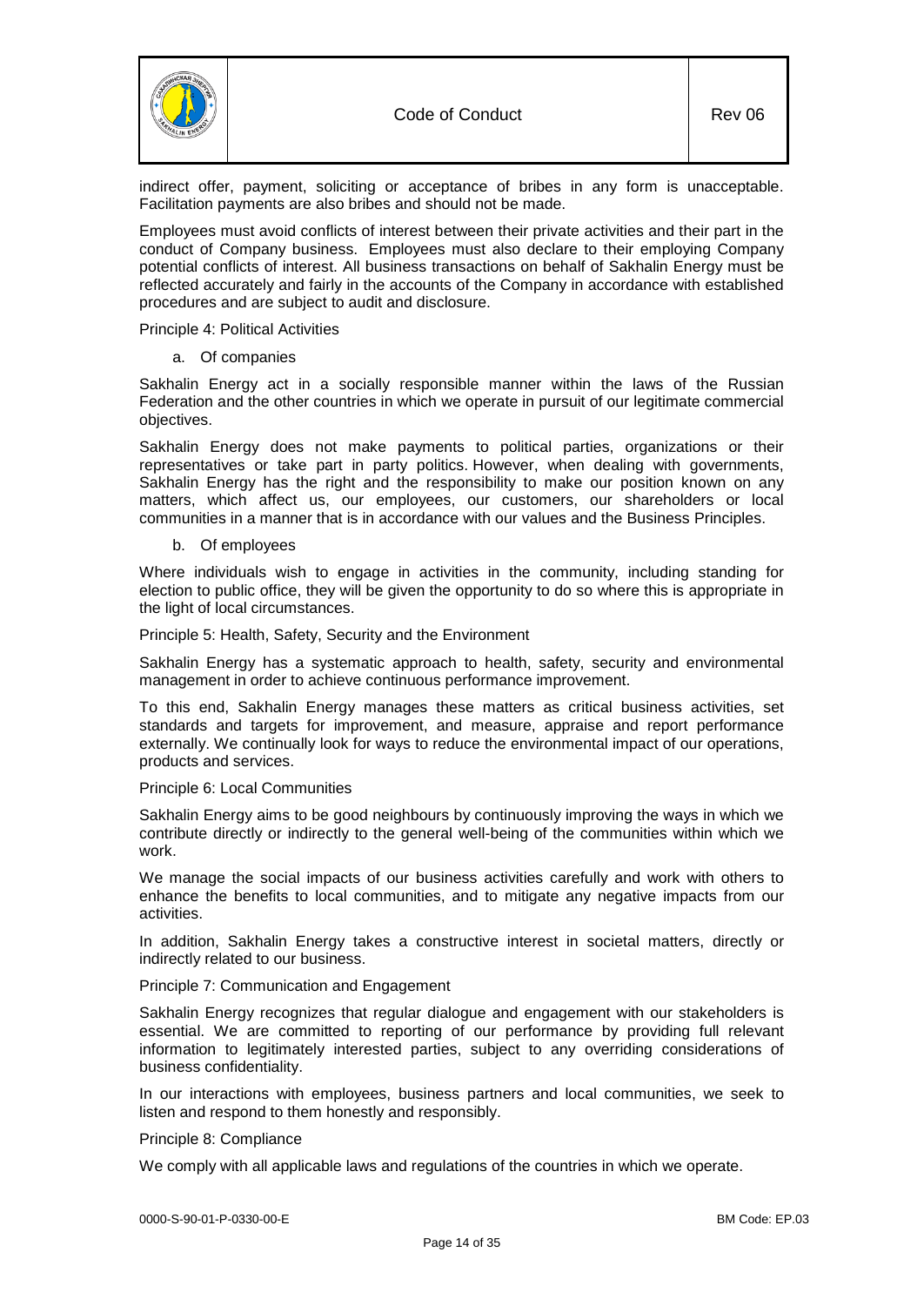indirect offer, payment, soliciting or acceptance of bribes in any form is unacceptable. Facilitation payments are also bribes and should not be made.

Employees must avoid conflicts of interest between their private activities and their part in the conduct of Company business. Employees must also declare to their employing Company potential conflicts of interest. All business transactions on behalf of Sakhalin Energy must be reflected accurately and fairly in the accounts of the Company in accordance with established procedures and are subject to audit and disclosure.

Principle 4: Political Activities

a. Of companies

Sakhalin Energy act in a socially responsible manner within the laws of the Russian Federation and the other countries in which we operate in pursuit of our legitimate commercial objectives.

Sakhalin Energy does not make payments to political parties, organizations or their representatives or take part in party politics. However, when dealing with governments, Sakhalin Energy has the right and the responsibility to make our position known on any matters, which affect us, our employees, our customers, our shareholders or local communities in a manner that is in accordance with our values and the Business Principles.

b. Of employees

Where individuals wish to engage in activities in the community, including standing for election to public office, they will be given the opportunity to do so where this is appropriate in the light of local circumstances.

Principle 5: Health, Safety, Security and the Environment

Sakhalin Energy has a systematic approach to health, safety, security and environmental management in order to achieve continuous performance improvement.

To this end, Sakhalin Energy manages these matters as critical business activities, set standards and targets for improvement, and measure, appraise and report performance externally. We continually look for ways to reduce the environmental impact of our operations, products and services.

Principle 6: Local Communities

Sakhalin Energy aims to be good neighbours by continuously improving the ways in which we contribute directly or indirectly to the general well-being of the communities within which we work.

We manage the social impacts of our business activities carefully and work with others to enhance the benefits to local communities, and to mitigate any negative impacts from our activities.

In addition, Sakhalin Energy takes a constructive interest in societal matters, directly or indirectly related to our business.

Principle 7: Communication and Engagement

Sakhalin Energy recognizes that regular dialogue and engagement with our stakeholders is essential. We are committed to reporting of our performance by providing full relevant information to legitimately interested parties, subject to any overriding considerations of business confidentiality.

In our interactions with employees, business partners and local communities, we seek to listen and respond to them honestly and responsibly.

Principle 8: Compliance

We comply with all applicable laws and regulations of the countries in which we operate.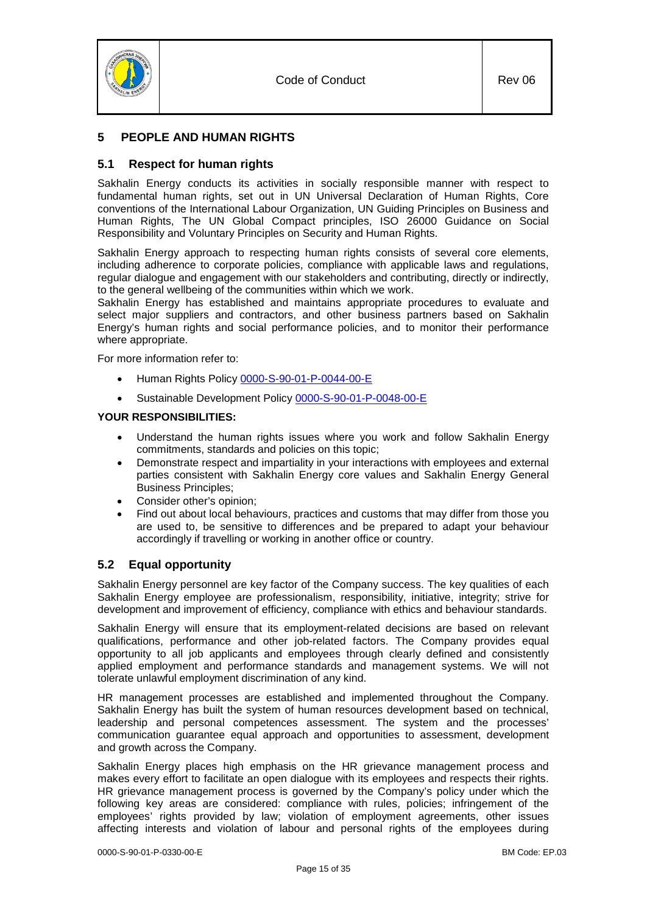## 5 PEOPLE AND HUMAN RIGHTS

### 5.1 Respect for human rights

Sakhalin Energy conducts its activities in socially responsible manner with respect to fundamental human rights, set out in UN Universal Declaration of Human Rights, Core conventions of the International Labour Organization, UN Guiding Principles on Business and Human Rights, The UN Global Compact principles, ISO 26000 Guidance on Social Responsibility and Voluntary Principles on Security and Human Rights.

Sakhalin Energy approach to respecting human rights consists of several core elements, including adherence to corporate policies, compliance with applicable laws and regulations, regular dialogue and engagement with our stakeholders and contributing, directly or indirectly, to the general wellbeing of the communities within which we work.

Sakhalin Energy has established and maintains appropriate procedures to evaluate and select major suppliers and contractors, and other business partners based on Sakhalin Energy's human rights and social performance policies, and to monitor their performance where appropriate.

For more information refer to:

- Human Rights Policy 0000-S-90-01-P-0044-00-E
- Sustainable Development Policy 0000-S-90-01-P-0048-00-E

**YOUR RESPONSIBILITIES:**

- Understand the human rights issues where you work and follow Sakhalin Energy commitments, standards and policies on this topic;
- Demonstrate respect and impartiality in your interactions with employees and external parties consistent with Sakhalin Energy core values and Sakhalin Energy General Business Principles;
- Consider other's opinion;
- Find out about local behaviours, practices and customs that may differ from those you are used to, be sensitive to differences and be prepared to adapt your behaviour accordingly if travelling or working in another office or country.

### 5.2 Equal opportunity

Sakhalin Energy personnel are key factor of the Company success. The key qualities of each Sakhalin Energy employee are professionalism, responsibility, initiative, integrity; strive for development and improvement of efficiency, compliance with ethics and behaviour standards.

Sakhalin Energy will ensure that its employment-related decisions are based on relevant qualifications, performance and other job-related factors. The Company provides equal opportunity to all job applicants and employees through clearly defined and consistently applied employment and performance standards and management systems. We will not tolerate unlawful employment discrimination of any kind.

HR management processes are established and implemented throughout the Company. Sakhalin Energy has built the system of human resources development based on technical, leadership and personal competences assessment. The system and the processes' communication guarantee equal approach and opportunities to assessment, development and growth across the Company.

Sakhalin Energy places high emphasis on the HR grievance management process and makes every effort to facilitate an open dialogue with its employees and respects their rights. HR grievance management process is governed by the Company's policy under which the following key areas are considered: compliance with rules, policies; infringement of the employees' rights provided by law; violation of employment agreements, other issues affecting interests and violation of labour and personal rights of the employees during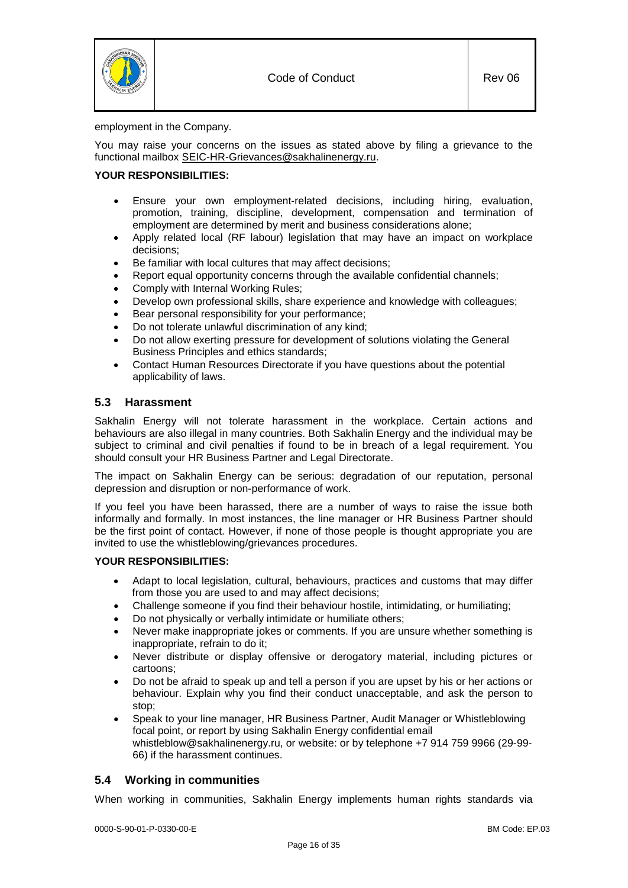employment in the Company.

You may raise your concerns on the issues as stated above by filing a grievance to the functional mailbox SEIC-HR-Grievances@sakhalinenergy.ru.

**YOUR RESPONSIBILITIES:**

- Ensure your own employment-related decisions, including hiring, evaluation, promotion, training, discipline, development, compensation and termination of employment are determined by merit and business considerations alone;
- Apply related local (RF labour) legislation that may have an impact on workplace decisions;
- Be familiar with local cultures that may affect decisions;
- Report equal opportunity concerns through the available confidential channels;
- Comply with Internal Working Rules;
- Develop own professional skills, share experience and knowledge with colleagues;
- Bear personal responsibility for your performance;
- Do not tolerate unlawful discrimination of any kind;
- Do not allow exerting pressure for development of solutions violating the General Business Principles and ethics standards;
- Contact Human Resources Directorate if you have questions about the potential applicability of laws.

## 5.3 Harassment

Sakhalin Energy will not tolerate harassment in the workplace. Certain actions and behaviours are also illegal in many countries. Both Sakhalin Energy and the individual may be subject to criminal and civil penalties if found to be in breach of a legal requirement. You should consult your HR Business Partner and Legal Directorate.

The impact on Sakhalin Energy can be serious: degradation of our reputation, personal depression and disruption or non-performance of work.

If you feel you have been harassed, there are a number of ways to raise the issue both informally and formally. In most instances, the line manager or HR Business Partner should be the first point of contact. However, if none of those people is thought appropriate you are invited to use the whistleblowing/grievances procedures.

**YOUR RESPONSIBILITIES:**

- Adapt to local legislation, cultural, behaviours, practices and customs that may differ from those you are used to and may affect decisions;
- Challenge someone if you find their behaviour hostile, intimidating, or humiliating;
- Do not physically or verbally intimidate or humiliate others;
- Never make inappropriate jokes or comments. If you are unsure whether something is inappropriate, refrain to do it;
- Never distribute or display offensive or derogatory material, including pictures or cartoons;
- Do not be afraid to speak up and tell a person if you are upset by his or her actions or behaviour. Explain why you find their conduct unacceptable, and ask the person to stop;
- Speak to your line manager, HR Business Partner, Audit Manager or Whistleblowing focal point, or report by using Sakhalin Energy confidential email whistleblow@sakhalinenergy.ru, or website: or by telephone +7 914 759 9966 (29-99-66) if the harassment continues.

## 5.4 Working in communities

When working in communities, Sakhalin Energy implements human rights standards via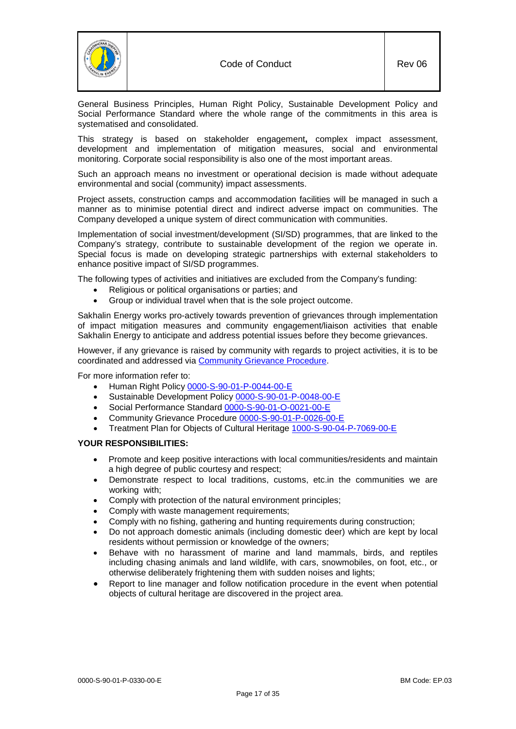General Business Principles, Human Right Policy, Sustainable Development Policy and Social Performance Standard where the whole range of the commitments in this area is systematised and consolidated.

This strategy is based on stakeholder engagement**,** complex impact assessment, development and implementation of mitigation measures, social and environmental monitoring. Corporate social responsibility is also one of the most important areas.

Such an approach means no investment or operational decision is made without adequate environmental and social (community) impact assessments.

Project assets, construction camps and accommodation facilities will be managed in such a manner as to minimise potential direct and indirect adverse impact on communities. The Company developed a unique system of direct communication with communities.

Implementation of social investment/development (SI/SD) programmes, that are linked to the Company's strategy, contribute to sustainable development of the region we operate in. Special focus is made on developing strategic partnerships with external stakeholders to enhance positive impact of SI/SD programmes.

The following types of activities and initiatives are excluded from the Company's funding:

- Religious or political organisations or parties; and
- Group or individual travel when that is the sole project outcome.

Sakhalin Energy works pro-actively towards prevention of grievances through implementation of impact mitigation measures and community engagement/liaison activities that enable Sakhalin Energy to anticipate and address potential issues before they become grievances.

However, if any grievance is raised by community with regards to project activities, it is to be coordinated and addressed via Community Grievance Procedure.

For more information refer to:

- Human Right Policy 0000-S-90-01-P-0044-00-E
- Sustainable Development Policy 0000-S-90-01-P-0048-00-E
- Social Performance Standard 0000-S-90-01-O-0021-00-E
- Community Grievance Procedure 0000-S-90-01-P-0026-00-E
- Treatment Plan for Objects of Cultural Heritage 1000-S-90-04-P-7069-00-E

**YOUR RESPONSIBILITIES:**

- Promote and keep positive interactions with local communities/residents and maintain a high degree of public courtesy and respect;
- Demonstrate respect to local traditions, customs, etc.in the communities we are working with;
- Comply with protection of the natural environment principles;
- Comply with waste management requirements;
- Comply with no fishing, gathering and hunting requirements during construction;
- Do not approach domestic animals (including domestic deer) which are kept by local residents without permission or knowledge of the owners;
- Behave with no harassment of marine and land mammals, birds, and reptiles including chasing animals and land wildlife, with cars, snowmobiles, on foot, etc., or otherwise deliberately frightening them with sudden noises and lights;
- Report to line manager and follow notification procedure in the event when potential objects of cultural heritage are discovered in the project area.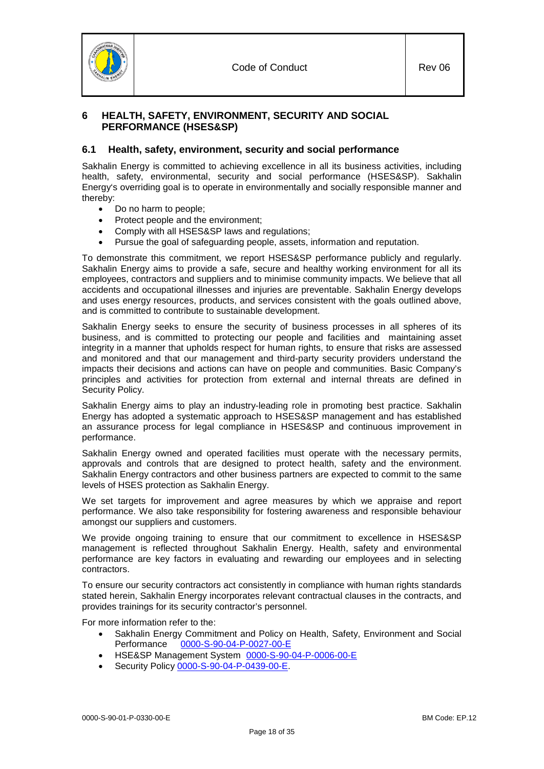# 6 HEALTH, SAFETY, ENVIRONMENT, SECURITY AND SOCIAL PERFORMANCE (HSES&SP)

## 6.1 Health, safety, environment, security and social performance

Sakhalin Energy is committed to achieving excellence in all its business activities, including health, safety, environmental, security and social performance (HSES&SP). Sakhalin Energy's overriding goal is to operate in environmentally and socially responsible manner and thereby:

- Do no harm to people;
- Protect people and the environment;
- Comply with all HSES&SP laws and regulations;
- Pursue the goal of safeguarding people, assets, information and reputation.

To demonstrate this commitment, we report HSES&SP performance publicly and regularly. Sakhalin Energy aims to provide a safe, secure and healthy working environment for all its employees, contractors and suppliers and to minimise community impacts. We believe that all accidents and occupational illnesses and injuries are preventable. Sakhalin Energy develops and uses energy resources, products, and services consistent with the goals outlined above, and is committed to contribute to sustainable development.

Sakhalin Energy seeks to ensure the security of business processes in all spheres of its business, and is committed to protecting our people and facilities and maintaining asset integrity in a manner that upholds respect for human rights, to ensure that risks are assessed and monitored and that our management and third-party security providers understand the impacts their decisions and actions can have on people and communities. Basic Company's principles and activities for protection from external and internal threats are defined in Security Policy.

Sakhalin Energy aims to play an industry-leading role in promoting best practice. Sakhalin Energy has adopted a systematic approach to HSES&SP management and has established an assurance process for legal compliance in HSES&SP and continuous improvement in performance.

Sakhalin Energy owned and operated facilities must operate with the necessary permits, approvals and controls that are designed to protect health, safety and the environment. Sakhalin Energy contractors and other business partners are expected to commit to the same levels of HSES protection as Sakhalin Energy.

We set targets for improvement and agree measures by which we appraise and report performance. We also take responsibility for fostering awareness and responsible behaviour amongst our suppliers and customers.

We provide ongoing training to ensure that our commitment to excellence in HSES&SP management is reflected throughout Sakhalin Energy. Health, safety and environmental performance are key factors in evaluating and rewarding our employees and in selecting contractors.

To ensure our security contractors act consistently in compliance with human rights standards stated herein, Sakhalin Energy incorporates relevant contractual clauses in the contracts, and provides trainings for its security contractor's personnel.

For more information refer to the:

- Sakhalin Energy Commitment and Policy on Health, Safety, Environment and Social Performance 0000-S-90-04-P-0027-00-E
- HSE&SP Management System 0000-S-90-04-P-0006-00-E
- Security Policy 0000-S-90-04-P-0439-00-E.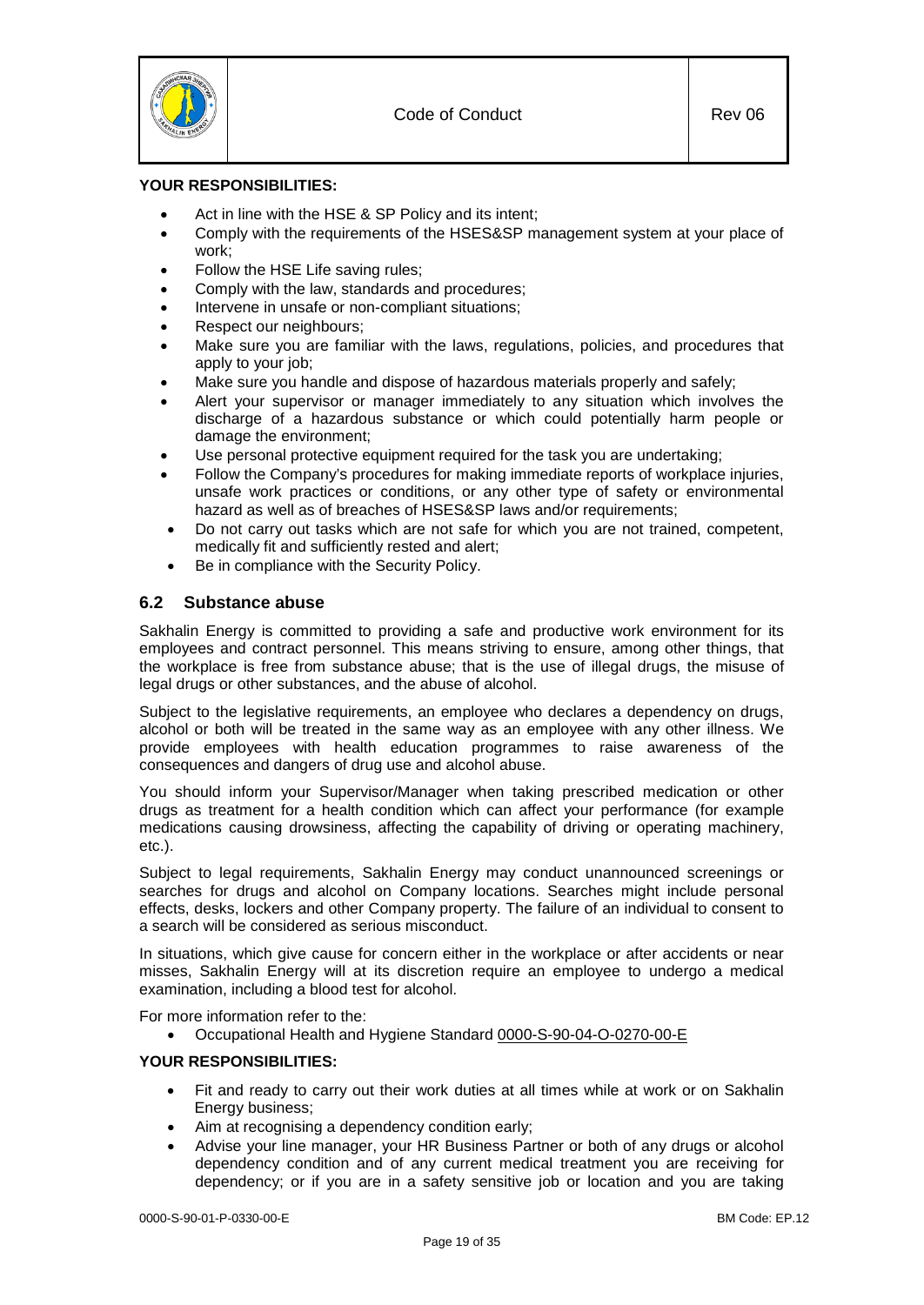**YOUR RESPONSIBILITIES:**

- Act in line with the HSE & SP Policy and its intent;
- Comply with the requirements of the HSES&SP management system at your place of work;
- Follow the HSE Life saving rules;
- Comply with the law, standards and procedures;
- Intervene in unsafe or non-compliant situations;
- Respect our neighbours;
- Make sure you are familiar with the laws, regulations, policies, and procedures that apply to your job;
- Make sure you handle and dispose of hazardous materials properly and safely;
- Alert your supervisor or manager immediately to any situation which involves the discharge of a hazardous substance or which could potentially harm people or damage the environment;
- Use personal protective equipment required for the task you are undertaking;
- Follow the Company's procedures for making immediate reports of workplace injuries, unsafe work practices or conditions, or any other type of safety or environmental hazard as well as of breaches of HSES&SP laws and/or requirements;
- Do not carry out tasks which are not safe for which you are not trained, competent, medically fit and sufficiently rested and alert;
- Be in compliance with the Security Policy.

## 6.2 Substance abuse

Sakhalin Energy is committed to providing a safe and productive work environment for its employees and contract personnel. This means striving to ensure, among other things, that the workplace is free from substance abuse; that is the use of illegal drugs, the misuse of legal drugs or other substances, and the abuse of alcohol.

Subject to the legislative requirements, an employee who declares a dependency on drugs, alcohol or both will be treated in the same way as an employee with any other illness. We provide employees with health education programmes to raise awareness of the consequences and dangers of drug use and alcohol abuse.

You should inform your Supervisor/Manager when taking prescribed medication or other drugs as treatment for a health condition which can affect your performance (for example medications causing drowsiness, affecting the capability of driving or operating machinery, etc.).

Subject to legal requirements, Sakhalin Energy may conduct unannounced screenings or searches for drugs and alcohol on Company locations. Searches might include personal effects, desks, lockers and other Company property. The failure of an individual to consent to a search will be considered as serious misconduct.

In situations, which give cause for concern either in the workplace or after accidents or near misses, Sakhalin Energy will at its discretion require an employee to undergo a medical examination, including a blood test for alcohol.

For more information refer to the:

- Occupational Health and Hygiene Standard 0000-S-90-04-O-0270-00-E

**YOUR RESPONSIBILITIES:**

- Fit and ready to carry out their work duties at all times while at work or on Sakhalin Energy business;
- Aim at recognising a dependency condition early;
- Advise your line manager, your HR Business Partner or both of any drugs or alcohol dependency condition and of any current medical treatment you are receiving for dependency; or if you are in a safety sensitive job or location and you are taking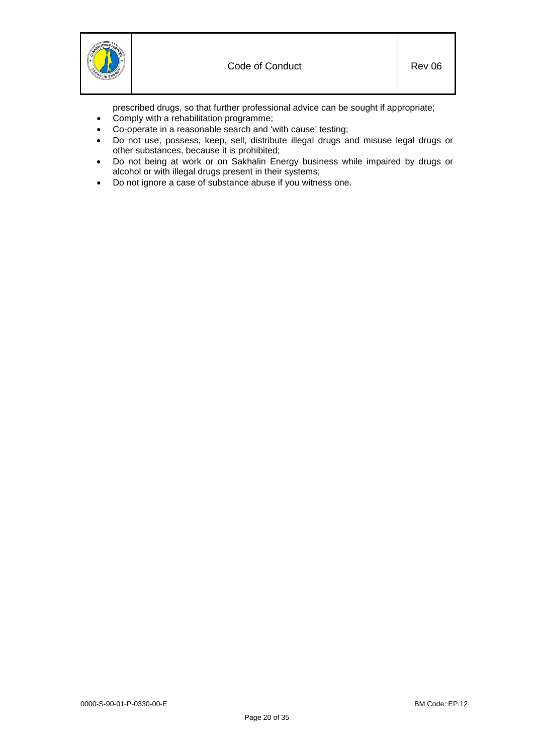prescribed drugs, so that further professional advice can be sought if appropriate;

- Comply with a rehabilitation programme;
- Co-operate in a reasonable search and 'with cause' testing;
- Do not use, possess, keep, sell, distribute illegal drugs and misuse legal drugs or other substances, because it is prohibited;
- Do not being at work or on Sakhalin Energy business while impaired by drugs or alcohol or with illegal drugs present in their systems;
- Do not ignore a case of substance abuse if you witness one.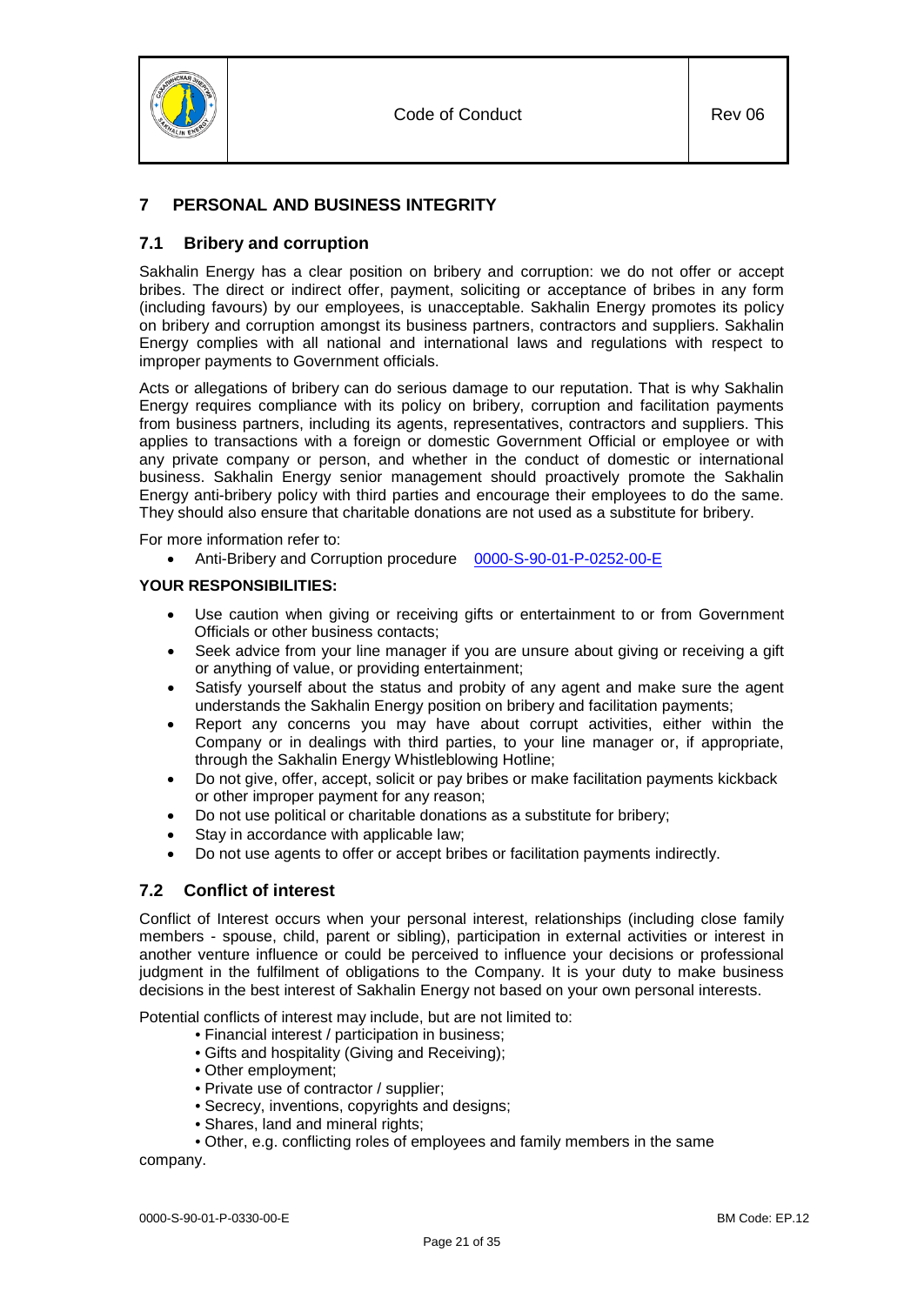## 7 PERSONAL AND BUSINESS INTEGRITY

### 7.1 Bribery and corruption

Sakhalin Energy has a clear position on bribery and corruption: we do not offer or accept bribes. The direct or indirect offer, payment, soliciting or acceptance of bribes in any form (including favours) by our employees, is unacceptable. Sakhalin Energy promotes its policy on bribery and corruption amongst its business partners, contractors and suppliers. Sakhalin Energy complies with all national and international laws and regulations with respect to improper payments to Government officials.

Acts or allegations of bribery can do serious damage to our reputation. That is why Sakhalin Energy requires compliance with its policy on bribery, corruption and facilitation payments from business partners, including its agents, representatives, contractors and suppliers. This applies to transactions with a foreign or domestic Government Official or employee or with any private company or person, and whether in the conduct of domestic or international business. Sakhalin Energy senior management should proactively promote the Sakhalin Energy anti-bribery policy with third parties and encourage their employees to do the same. They should also ensure that charitable donations are not used as a substitute for bribery.

For more information refer to:

- Anti-Bribery and Corruption procedure 0000-S-90-01-P-0252-00-E

**YOUR RESPONSIBILITIES:**

- Use caution when giving or receiving gifts or entertainment to or from Government Officials or other business contacts;
- Seek advice from your line manager if you are unsure about giving or receiving a gift or anything of value, or providing entertainment;
- Satisfy yourself about the status and probity of any agent and make sure the agent understands the Sakhalin Energy position on bribery and facilitation payments;
- Report any concerns you may have about corrupt activities, either within the Company or in dealings with third parties, to your line manager or, if appropriate, through the Sakhalin Energy Whistleblowing Hotline;
- Do not give, offer, accept, solicit or pay bribes or make facilitation payments kickback or other improper payment for any reason;
- Do not use political or charitable donations as a substitute for bribery;
- Stay in accordance with applicable law;
- Do not use agents to offer or accept bribes or facilitation payments indirectly.

### 7.2 Conflict of interest

Conflict of Interest occurs when your personal interest, relationships (including close family members - spouse, child, parent or sibling), participation in external activities or interest in another venture influence or could be perceived to influence your decisions or professional judgment in the fulfilment of obligations to the Company. It is your duty to make business decisions in the best interest of Sakhalin Energy not based on your own personal interests.

Potential conflicts of interest may include, but are not limited to:

- Financial interest / participation in business;
- Gifts and hospitality (Giving and Receiving);
- Other employment;
- Private use of contractor / supplier;
- Secrecy, inventions, copyrights and designs;
- Shares, land and mineral rights;
- Other, e.g. conflicting roles of employees and family members in the same company.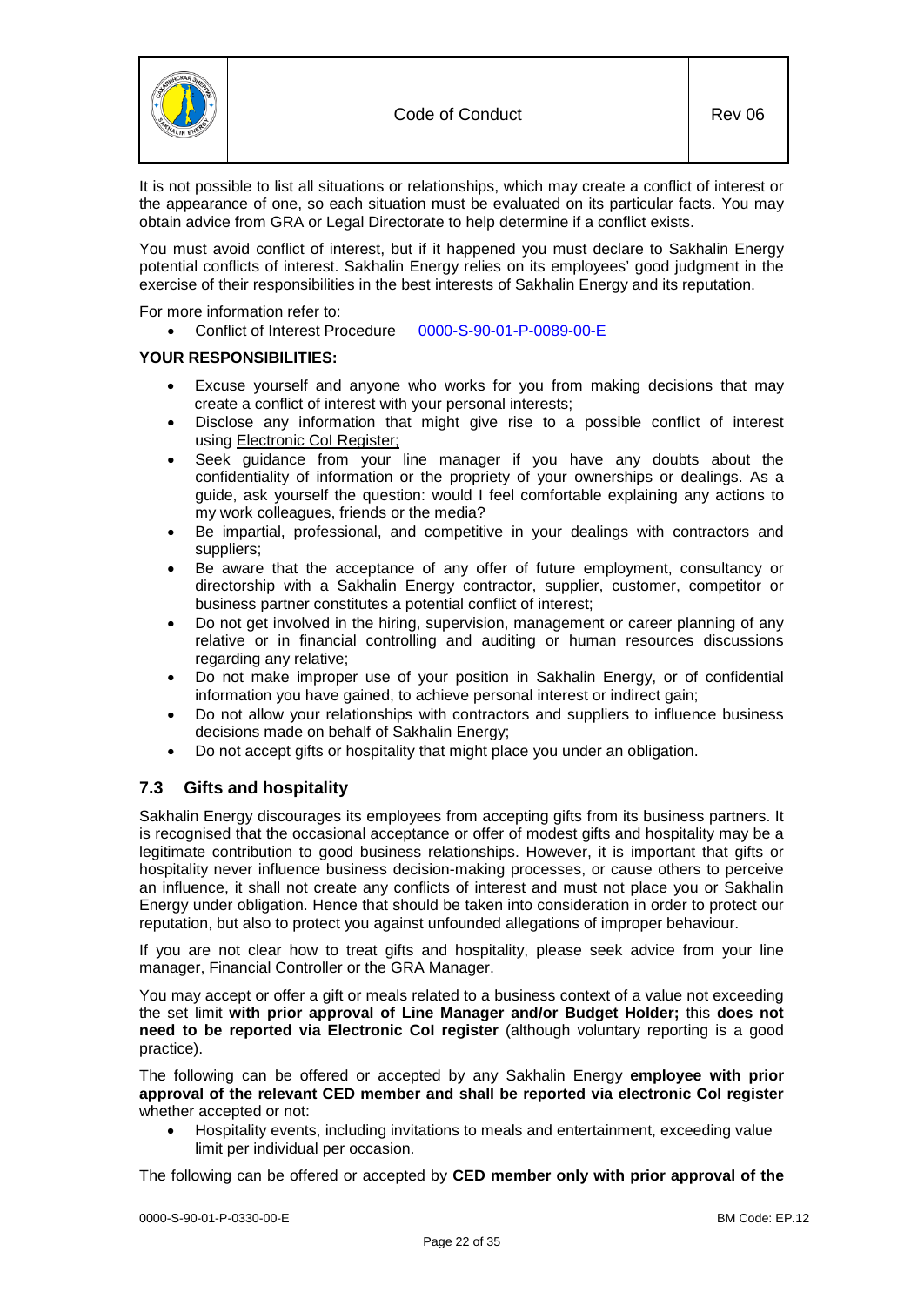It is not possible to list all situations or relationships, which may create a conflict of interest or the appearance of one, so each situation must be evaluated on its particular facts. You may obtain advice from GRA or Legal Directorate to help determine if a conflict exists.

You must avoid conflict of interest, but if it happened you must declare to Sakhalin Energy potential conflicts of interest. Sakhalin Energy relies on its employees' good judgment in the exercise of their responsibilities in the best interests of Sakhalin Energy and its reputation.

For more information refer to:

- Conflict of Interest Procedure 0000-S-90-01-P-0089-00-E

**YOUR RESPONSIBILITIES:**

- Excuse yourself and anyone who works for you from making decisions that may create a conflict of interest with your personal interests;
- Disclose any information that might give rise to a possible conflict of interest using Electronic CoI Register;
- Seek guidance from your line manager if you have any doubts about the confidentiality of information or the propriety of your ownerships or dealings. As a guide, ask yourself the question: would I feel comfortable explaining any actions to my work colleagues, friends or the media?
- Be impartial, professional, and competitive in your dealings with contractors and suppliers;
- Be aware that the acceptance of any offer of future employment, consultancy or directorship with a Sakhalin Energy contractor, supplier, customer, competitor or business partner constitutes a potential conflict of interest;
- Do not get involved in the hiring, supervision, management or career planning of any relative or in financial controlling and auditing or human resources discussions regarding any relative;
- Do not make improper use of your position in Sakhalin Energy, or of confidential information you have gained, to achieve personal interest or indirect gain;
- Do not allow your relationships with contractors and suppliers to influence business decisions made on behalf of Sakhalin Energy;
- Do not accept gifts or hospitality that might place you under an obligation.

## 7.3 Gifts and hospitality

Sakhalin Energy discourages its employees from accepting gifts from its business partners. It is recognised that the occasional acceptance or offer of modest gifts and hospitality may be a legitimate contribution to good business relationships. However, it is important that gifts or hospitality never influence business decision-making processes, or cause others to perceive an influence, it shall not create any conflicts of interest and must not place you or Sakhalin Energy under obligation. Hence that should be taken into consideration in order to protect our reputation, but also to protect you against unfounded allegations of improper behaviour.

If you are not clear how to treat gifts and hospitality, please seek advice from your line manager, Financial Controller or the GRA Manager.

You may accept or offer a gift or meals related to a business context of a value not exceeding the set limit **with prior approval of Line Manager and/or Budget Holder;** this **does not need to be reported via Electronic CoI register** (although voluntary reporting is a good practice).

The following can be offered or accepted by any Sakhalin Energy **employee with prior approval of the relevant CED member and shall be reported via electronic CoI register** whether accepted or not:

- Hospitality events, including invitations to meals and entertainment, exceeding value limit per individual per occasion.

The following can be offered or accepted by **CED member only with prior approval of the**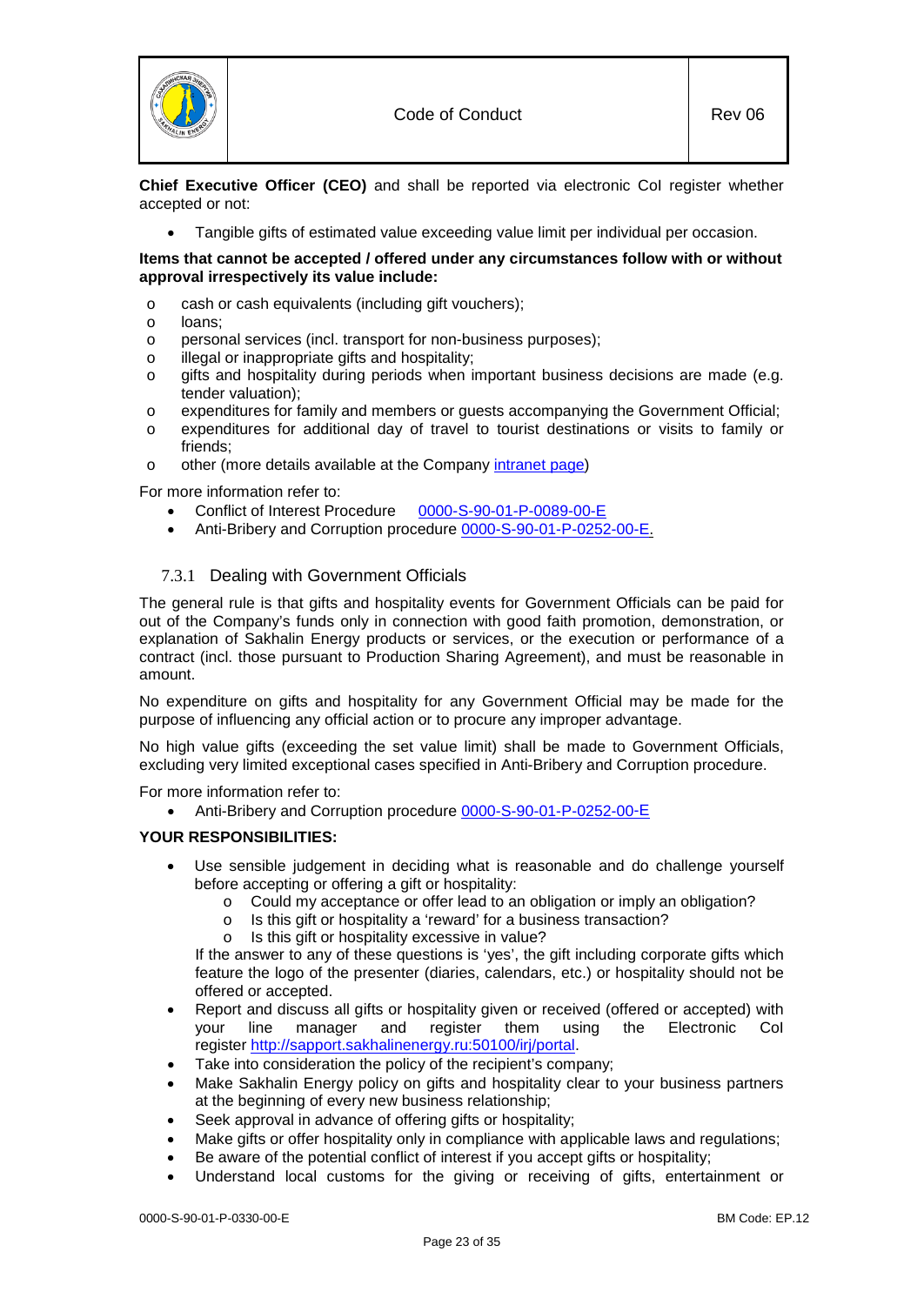**Chief Executive Officer (CEO)** and shall be reported via electronic CoI register whether accepted or not:

- Tangible gifts of estimated value exceeding value limit per individual per occasion.

**Items that cannot be accepted / offered under any circumstances follow with or without approval irrespectively its value include:**

- cash or cash equivalents (including gift vouchers);
- loans;
- personal services (incl. transport for non-business purposes);
- illegal or inappropriate gifts and hospitality;
- gifts and hospitality during periods when important business decisions are made (e.g. tender valuation);
- expenditures for family and members or guests accompanying the Government Official;
- expenditures for additional day of travel to tourist destinations or visits to family or friends;
- other (more details available at the Company intranet page)

For more information refer to:

- Conflict of Interest Procedure 0000-S-90-01-P-0089-00-E
- Anti-Bribery and Corruption procedure 0000-S-90-01-P-0252-00-E.

### 7.3.1 Dealing with Government Officials

The general rule is that gifts and hospitality events for Government Officials can be paid for out of the Company's funds only in connection with good faith promotion, demonstration, or explanation of Sakhalin Energy products or services, or the execution or performance of a contract (incl. those pursuant to Production Sharing Agreement), and must be reasonable in amount.

No expenditure on gifts and hospitality for any Government Official may be made for the purpose of influencing any official action or to procure any improper advantage.

No high value gifts (exceeding the set value limit) shall be made to Government Officials, excluding very limited exceptional cases specified in Anti-Bribery and Corruption procedure.

For more information refer to:

- Anti-Bribery and Corruption procedure 0000-S-90-01-P-0252-00-E

**YOUR RESPONSIBILITIES:**

- Use sensible judgement in deciding what is reasonable and do challenge yourself before accepting or offering a gift or hospitality:
  - Could my acceptance or offer lead to an obligation or imply an obligation?
  - Is this gift or hospitality a 'reward' for a business transaction?
  - Is this gift or hospitality excessive in value?

  If the answer to any of these questions is 'yes', the gift including corporate gifts which feature the logo of the presenter (diaries, calendars, etc.) or hospitality should not be offered or accepted.
- Report and discuss all gifts or hospitality given or received (offered or accepted) with your line manager and register them using the Electronic CoI register http://sapport.sakhalinenergy.ru:50100/irj/portal.
- Take into consideration the policy of the recipient's company;
- Make Sakhalin Energy policy on gifts and hospitality clear to your business partners at the beginning of every new business relationship;
- Seek approval in advance of offering gifts or hospitality;
- Make gifts or offer hospitality only in compliance with applicable laws and regulations;
- Be aware of the potential conflict of interest if you accept gifts or hospitality;
- Understand local customs for the giving or receiving of gifts, entertainment or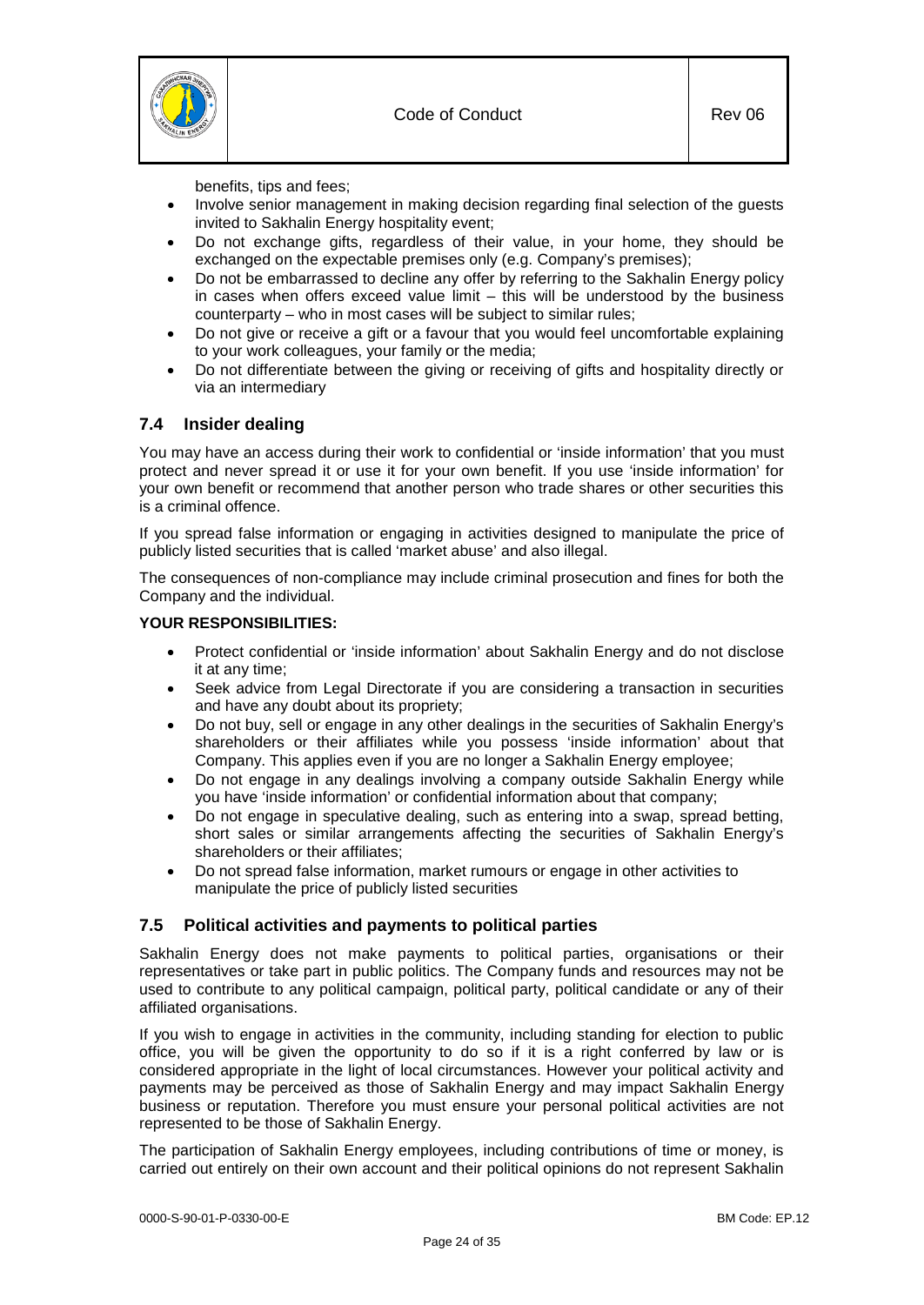benefits, tips and fees;

- Involve senior management in making decision regarding final selection of the guests invited to Sakhalin Energy hospitality event;
- Do not exchange gifts, regardless of their value, in your home, they should be exchanged on the expectable premises only (e.g. Company's premises);
- Do not be embarrassed to decline any offer by referring to the Sakhalin Energy policy in cases when offers exceed value limit – this will be understood by the business counterparty – who in most cases will be subject to similar rules;
- Do not give or receive a gift or a favour that you would feel uncomfortable explaining to your work colleagues, your family or the media;
- Do not differentiate between the giving or receiving of gifts and hospitality directly or via an intermediary

## 7.4 Insider dealing

You may have an access during their work to confidential or 'inside information' that you must protect and never spread it or use it for your own benefit. If you use 'inside information' for your own benefit or recommend that another person who trade shares or other securities this is a criminal offence.

If you spread false information or engaging in activities designed to manipulate the price of publicly listed securities that is called 'market abuse' and also illegal.

The consequences of non-compliance may include criminal prosecution and fines for both the Company and the individual.

**YOUR RESPONSIBILITIES:**

- Protect confidential or 'inside information' about Sakhalin Energy and do not disclose it at any time;
- Seek advice from Legal Directorate if you are considering a transaction in securities and have any doubt about its propriety;
- Do not buy, sell or engage in any other dealings in the securities of Sakhalin Energy's shareholders or their affiliates while you possess 'inside information' about that Company. This applies even if you are no longer a Sakhalin Energy employee;
- Do not engage in any dealings involving a company outside Sakhalin Energy while you have 'inside information' or confidential information about that company;
- Do not engage in speculative dealing, such as entering into a swap, spread betting, short sales or similar arrangements affecting the securities of Sakhalin Energy's shareholders or their affiliates;
- Do not spread false information, market rumours or engage in other activities to manipulate the price of publicly listed securities

## 7.5 Political activities and payments to political parties

Sakhalin Energy does not make payments to political parties, organisations or their representatives or take part in public politics. The Company funds and resources may not be used to contribute to any political campaign, political party, political candidate or any of their affiliated organisations.

If you wish to engage in activities in the community, including standing for election to public office, you will be given the opportunity to do so if it is a right conferred by law or is considered appropriate in the light of local circumstances. However your political activity and payments may be perceived as those of Sakhalin Energy and may impact Sakhalin Energy business or reputation. Therefore you must ensure your personal political activities are not represented to be those of Sakhalin Energy.

The participation of Sakhalin Energy employees, including contributions of time or money, is carried out entirely on their own account and their political opinions do not represent Sakhalin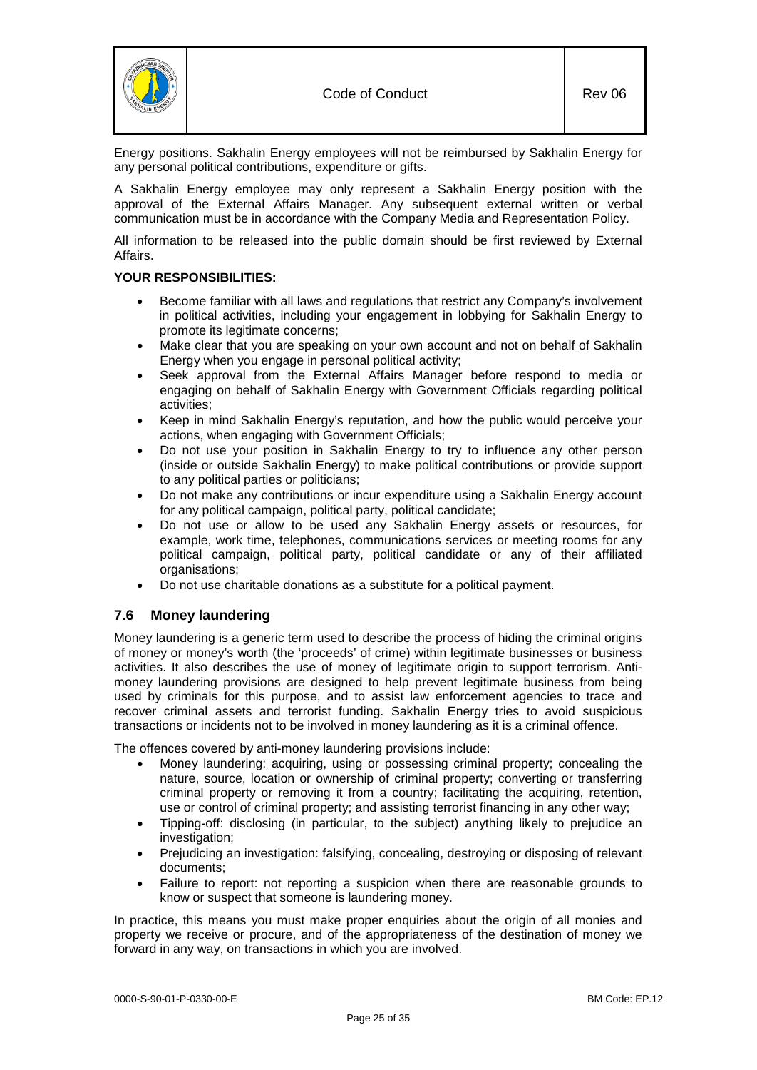Energy positions. Sakhalin Energy employees will not be reimbursed by Sakhalin Energy for any personal political contributions, expenditure or gifts.

A Sakhalin Energy employee may only represent a Sakhalin Energy position with the approval of the External Affairs Manager. Any subsequent external written or verbal communication must be in accordance with the Company Media and Representation Policy.

All information to be released into the public domain should be first reviewed by External Affairs.

**YOUR RESPONSIBILITIES:**

- Become familiar with all laws and regulations that restrict any Company's involvement in political activities, including your engagement in lobbying for Sakhalin Energy to promote its legitimate concerns;
- Make clear that you are speaking on your own account and not on behalf of Sakhalin Energy when you engage in personal political activity;
- Seek approval from the External Affairs Manager before respond to media or engaging on behalf of Sakhalin Energy with Government Officials regarding political activities;
- Keep in mind Sakhalin Energy's reputation, and how the public would perceive your actions, when engaging with Government Officials;
- Do not use your position in Sakhalin Energy to try to influence any other person (inside or outside Sakhalin Energy) to make political contributions or provide support to any political parties or politicians;
- Do not make any contributions or incur expenditure using a Sakhalin Energy account for any political campaign, political party, political candidate;
- Do not use or allow to be used any Sakhalin Energy assets or resources, for example, work time, telephones, communications services or meeting rooms for any political campaign, political party, political candidate or any of their affiliated organisations;
- Do not use charitable donations as a substitute for a political payment.

## 7.6 Money laundering

Money laundering is a generic term used to describe the process of hiding the criminal origins of money or money's worth (the 'proceeds' of crime) within legitimate businesses or business activities. It also describes the use of money of legitimate origin to support terrorism. Anti-money laundering provisions are designed to help prevent legitimate business from being used by criminals for this purpose, and to assist law enforcement agencies to trace and recover criminal assets and terrorist funding. Sakhalin Energy tries to avoid suspicious transactions or incidents not to be involved in money laundering as it is a criminal offence.

The offences covered by anti-money laundering provisions include:

- Money laundering: acquiring, using or possessing criminal property; concealing the nature, source, location or ownership of criminal property; converting or transferring criminal property or removing it from a country; facilitating the acquiring, retention, use or control of criminal property; and assisting terrorist financing in any other way;
- Tipping-off: disclosing (in particular, to the subject) anything likely to prejudice an investigation;
- Prejudicing an investigation: falsifying, concealing, destroying or disposing of relevant documents;
- Failure to report: not reporting a suspicion when there are reasonable grounds to know or suspect that someone is laundering money.

In practice, this means you must make proper enquiries about the origin of all monies and property we receive or procure, and of the appropriateness of the destination of money we forward in any way, on transactions in which you are involved.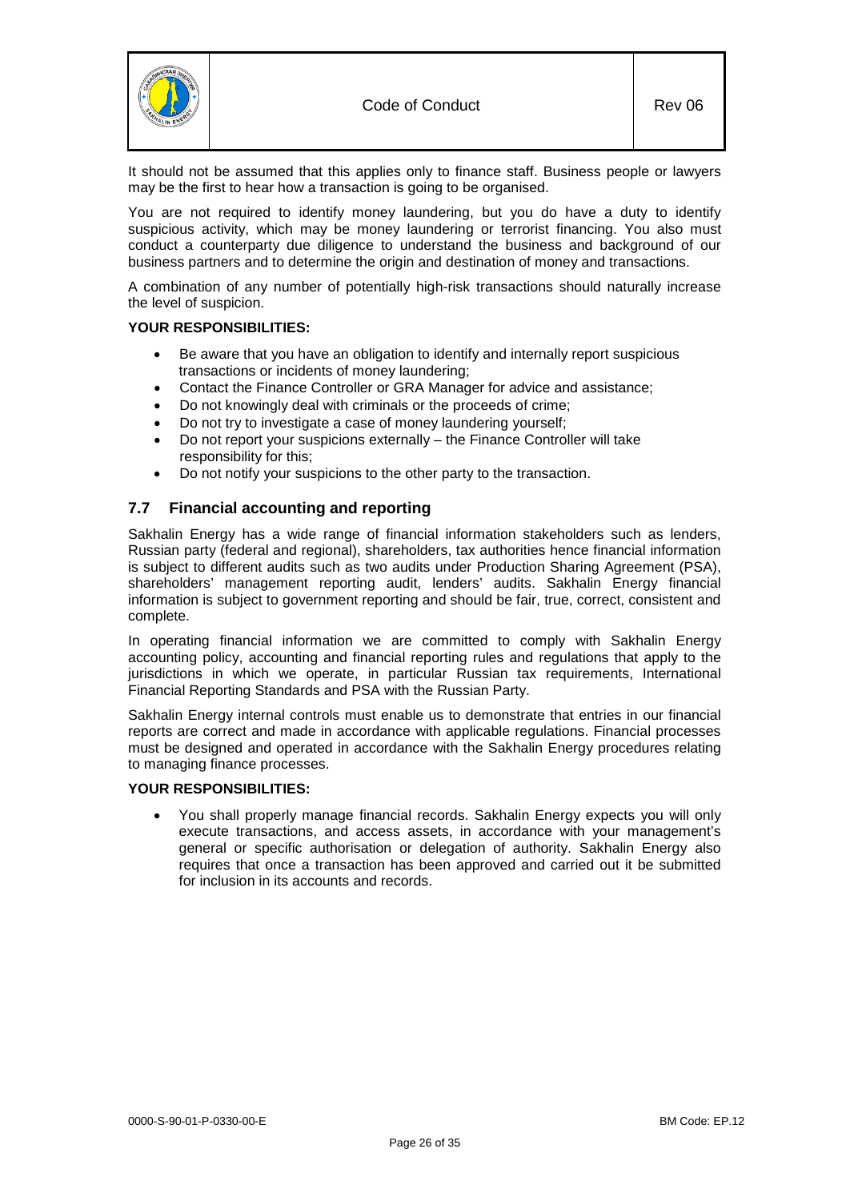It should not be assumed that this applies only to finance staff. Business people or lawyers may be the first to hear how a transaction is going to be organised.

You are not required to identify money laundering, but you do have a duty to identify suspicious activity, which may be money laundering or terrorist financing. You also must conduct a counterparty due diligence to understand the business and background of our business partners and to determine the origin and destination of money and transactions.

A combination of any number of potentially high-risk transactions should naturally increase the level of suspicion.

**YOUR RESPONSIBILITIES:**

- Be aware that you have an obligation to identify and internally report suspicious transactions or incidents of money laundering;
- Contact the Finance Controller or GRA Manager for advice and assistance;
- Do not knowingly deal with criminals or the proceeds of crime;
- Do not try to investigate a case of money laundering yourself;
- Do not report your suspicions externally – the Finance Controller will take responsibility for this;
- Do not notify your suspicions to the other party to the transaction.

## 7.7 Financial accounting and reporting

Sakhalin Energy has a wide range of financial information stakeholders such as lenders, Russian party (federal and regional), shareholders, tax authorities hence financial information is subject to different audits such as two audits under Production Sharing Agreement (PSA), shareholders' management reporting audit, lenders' audits. Sakhalin Energy financial information is subject to government reporting and should be fair, true, correct, consistent and complete.

In operating financial information we are committed to comply with Sakhalin Energy accounting policy, accounting and financial reporting rules and regulations that apply to the jurisdictions in which we operate, in particular Russian tax requirements, International Financial Reporting Standards and PSA with the Russian Party.

Sakhalin Energy internal controls must enable us to demonstrate that entries in our financial reports are correct and made in accordance with applicable regulations. Financial processes must be designed and operated in accordance with the Sakhalin Energy procedures relating to managing finance processes.

**YOUR RESPONSIBILITIES:**

- You shall properly manage financial records. Sakhalin Energy expects you will only execute transactions, and access assets, in accordance with your management's general or specific authorisation or delegation of authority. Sakhalin Energy also requires that once a transaction has been approved and carried out it be submitted for inclusion in its accounts and records.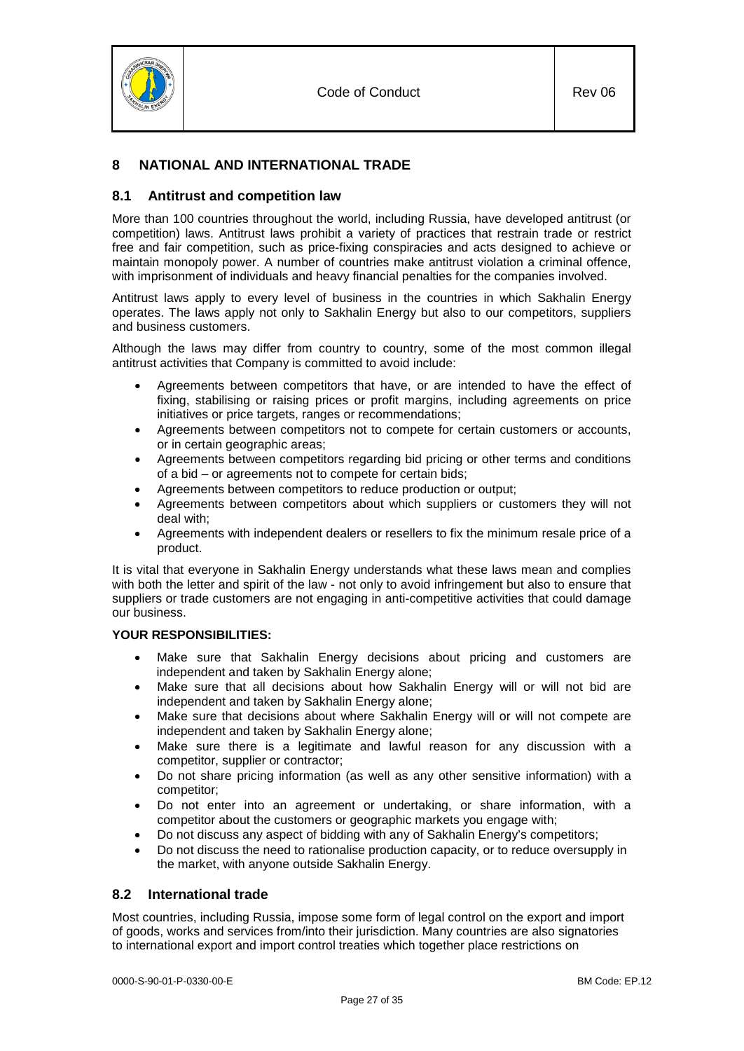# 8 NATIONAL AND INTERNATIONAL TRADE

## 8.1 Antitrust and competition law

More than 100 countries throughout the world, including Russia, have developed antitrust (or competition) laws. Antitrust laws prohibit a variety of practices that restrain trade or restrict free and fair competition, such as price-fixing conspiracies and acts designed to achieve or maintain monopoly power. A number of countries make antitrust violation a criminal offence, with imprisonment of individuals and heavy financial penalties for the companies involved.

Antitrust laws apply to every level of business in the countries in which Sakhalin Energy operates. The laws apply not only to Sakhalin Energy but also to our competitors, suppliers and business customers.

Although the laws may differ from country to country, some of the most common illegal antitrust activities that Company is committed to avoid include:

- Agreements between competitors that have, or are intended to have the effect of fixing, stabilising or raising prices or profit margins, including agreements on price initiatives or price targets, ranges or recommendations;
- Agreements between competitors not to compete for certain customers or accounts, or in certain geographic areas;
- Agreements between competitors regarding bid pricing or other terms and conditions of a bid – or agreements not to compete for certain bids;
- Agreements between competitors to reduce production or output;
- Agreements between competitors about which suppliers or customers they will not deal with;
- Agreements with independent dealers or resellers to fix the minimum resale price of a product.

It is vital that everyone in Sakhalin Energy understands what these laws mean and complies with both the letter and spirit of the law - not only to avoid infringement but also to ensure that suppliers or trade customers are not engaging in anti-competitive activities that could damage our business.

**YOUR RESPONSIBILITIES:**

- Make sure that Sakhalin Energy decisions about pricing and customers are independent and taken by Sakhalin Energy alone;
- Make sure that all decisions about how Sakhalin Energy will or will not bid are independent and taken by Sakhalin Energy alone;
- Make sure that decisions about where Sakhalin Energy will or will not compete are independent and taken by Sakhalin Energy alone;
- Make sure there is a legitimate and lawful reason for any discussion with a competitor, supplier or contractor;
- Do not share pricing information (as well as any other sensitive information) with a competitor;
- Do not enter into an agreement or undertaking, or share information, with a competitor about the customers or geographic markets you engage with;
- Do not discuss any aspect of bidding with any of Sakhalin Energy's competitors;
- Do not discuss the need to rationalise production capacity, or to reduce oversupply in the market, with anyone outside Sakhalin Energy.

## 8.2 International trade

Most countries, including Russia, impose some form of legal control on the export and import of goods, works and services from/into their jurisdiction. Many countries are also signatories to international export and import control treaties which together place restrictions on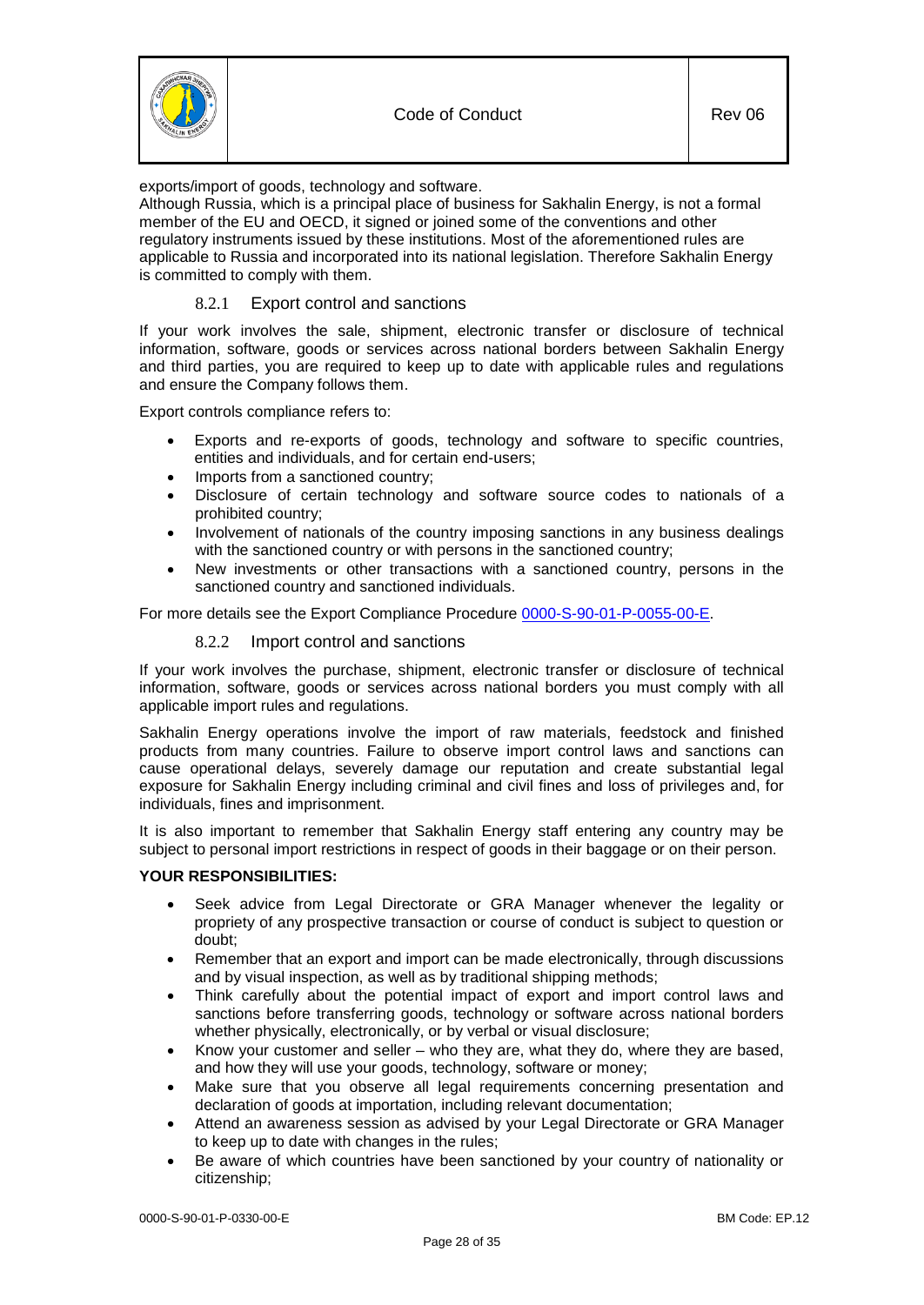exports/import of goods, technology and software.

Although Russia, which is a principal place of business for Sakhalin Energy, is not a formal member of the EU and OECD, it signed or joined some of the conventions and other regulatory instruments issued by these institutions. Most of the aforementioned rules are applicable to Russia and incorporated into its national legislation. Therefore Sakhalin Energy is committed to comply with them.

### 8.2.1 Export control and sanctions

If your work involves the sale, shipment, electronic transfer or disclosure of technical information, software, goods or services across national borders between Sakhalin Energy and third parties, you are required to keep up to date with applicable rules and regulations and ensure the Company follows them.

Export controls compliance refers to:

- Exports and re-exports of goods, technology and software to specific countries, entities and individuals, and for certain end-users;
- Imports from a sanctioned country;
- Disclosure of certain technology and software source codes to nationals of a prohibited country;
- Involvement of nationals of the country imposing sanctions in any business dealings with the sanctioned country or with persons in the sanctioned country;
- New investments or other transactions with a sanctioned country, persons in the sanctioned country and sanctioned individuals.

For more details see the Export Compliance Procedure 0000-S-90-01-P-0055-00-E.

### 8.2.2 Import control and sanctions

If your work involves the purchase, shipment, electronic transfer or disclosure of technical information, software, goods or services across national borders you must comply with all applicable import rules and regulations.

Sakhalin Energy operations involve the import of raw materials, feedstock and finished products from many countries. Failure to observe import control laws and sanctions can cause operational delays, severely damage our reputation and create substantial legal exposure for Sakhalin Energy including criminal and civil fines and loss of privileges and, for individuals, fines and imprisonment.

It is also important to remember that Sakhalin Energy staff entering any country may be subject to personal import restrictions in respect of goods in their baggage or on their person.

**YOUR RESPONSIBILITIES:**

- Seek advice from Legal Directorate or GRA Manager whenever the legality or propriety of any prospective transaction or course of conduct is subject to question or doubt;
- Remember that an export and import can be made electronically, through discussions and by visual inspection, as well as by traditional shipping methods;
- Think carefully about the potential impact of export and import control laws and sanctions before transferring goods, technology or software across national borders whether physically, electronically, or by verbal or visual disclosure;
- Know your customer and seller – who they are, what they do, where they are based, and how they will use your goods, technology, software or money;
- Make sure that you observe all legal requirements concerning presentation and declaration of goods at importation, including relevant documentation;
- Attend an awareness session as advised by your Legal Directorate or GRA Manager to keep up to date with changes in the rules;
- Be aware of which countries have been sanctioned by your country of nationality or citizenship;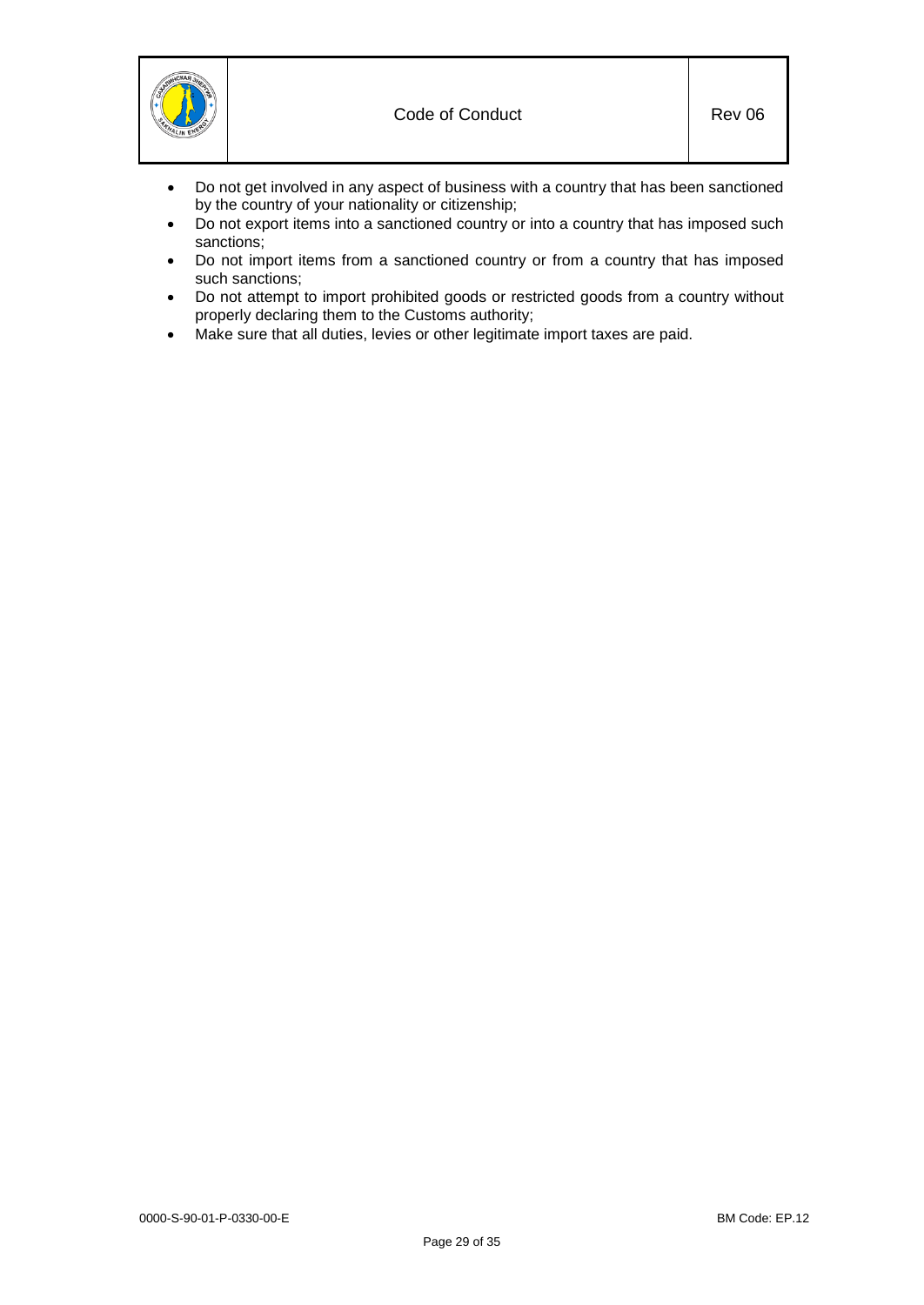- Do not get involved in any aspect of business with a country that has been sanctioned by the country of your nationality or citizenship;
- Do not export items into a sanctioned country or into a country that has imposed such sanctions;
- Do not import items from a sanctioned country or from a country that has imposed such sanctions;
- Do not attempt to import prohibited goods or restricted goods from a country without properly declaring them to the Customs authority;
- Make sure that all duties, levies or other legitimate import taxes are paid.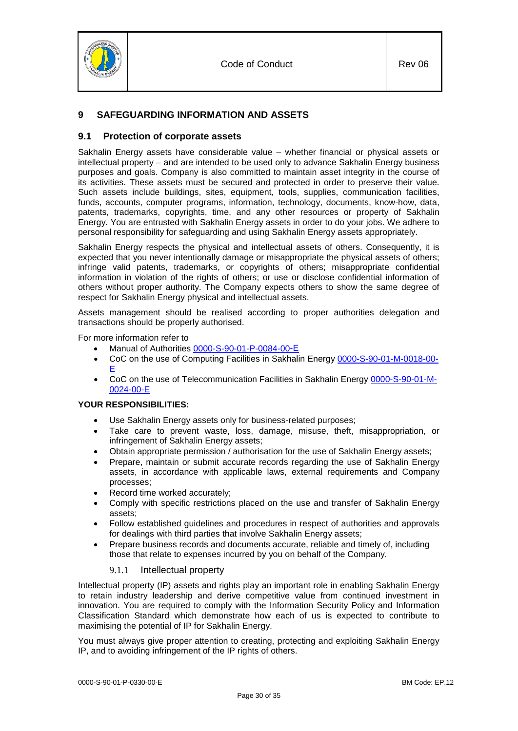# 9 SAFEGUARDING INFORMATION AND ASSETS

## 9.1 Protection of corporate assets

Sakhalin Energy assets have considerable value – whether financial or physical assets or intellectual property – and are intended to be used only to advance Sakhalin Energy business purposes and goals. Company is also committed to maintain asset integrity in the course of its activities. These assets must be secured and protected in order to preserve their value. Such assets include buildings, sites, equipment, tools, supplies, communication facilities, funds, accounts, computer programs, information, technology, documents, know-how, data, patents, trademarks, copyrights, time, and any other resources or property of Sakhalin Energy. You are entrusted with Sakhalin Energy assets in order to do your jobs. We adhere to personal responsibility for safeguarding and using Sakhalin Energy assets appropriately.

Sakhalin Energy respects the physical and intellectual assets of others. Consequently, it is expected that you never intentionally damage or misappropriate the physical assets of others; infringe valid patents, trademarks, or copyrights of others; misappropriate confidential information in violation of the rights of others; or use or disclose confidential information of others without proper authority. The Company expects others to show the same degree of respect for Sakhalin Energy physical and intellectual assets.

Assets management should be realised according to proper authorities delegation and transactions should be properly authorised.

For more information refer to

- Manual of Authorities 0000-S-90-01-P-0084-00-E
- CoC on the use of Computing Facilities in Sakhalin Energy 0000-S-90-01-M-0018-00-E
- CoC on the use of Telecommunication Facilities in Sakhalin Energy 0000-S-90-01-M-0024-00-E

**YOUR RESPONSIBILITIES:**

- Use Sakhalin Energy assets only for business-related purposes;
- Take care to prevent waste, loss, damage, misuse, theft, misappropriation, or infringement of Sakhalin Energy assets;
- Obtain appropriate permission / authorisation for the use of Sakhalin Energy assets;
- Prepare, maintain or submit accurate records regarding the use of Sakhalin Energy assets, in accordance with applicable laws, external requirements and Company processes;
- Record time worked accurately;
- Comply with specific restrictions placed on the use and transfer of Sakhalin Energy assets;
- Follow established guidelines and procedures in respect of authorities and approvals for dealings with third parties that involve Sakhalin Energy assets;
- Prepare business records and documents accurate, reliable and timely of, including those that relate to expenses incurred by you on behalf of the Company.

### 9.1.1 Intellectual property

Intellectual property (IP) assets and rights play an important role in enabling Sakhalin Energy to retain industry leadership and derive competitive value from continued investment in innovation. You are required to comply with the Information Security Policy and Information Classification Standard which demonstrate how each of us is expected to contribute to maximising the potential of IP for Sakhalin Energy.

You must always give proper attention to creating, protecting and exploiting Sakhalin Energy IP, and to avoiding infringement of the IP rights of others.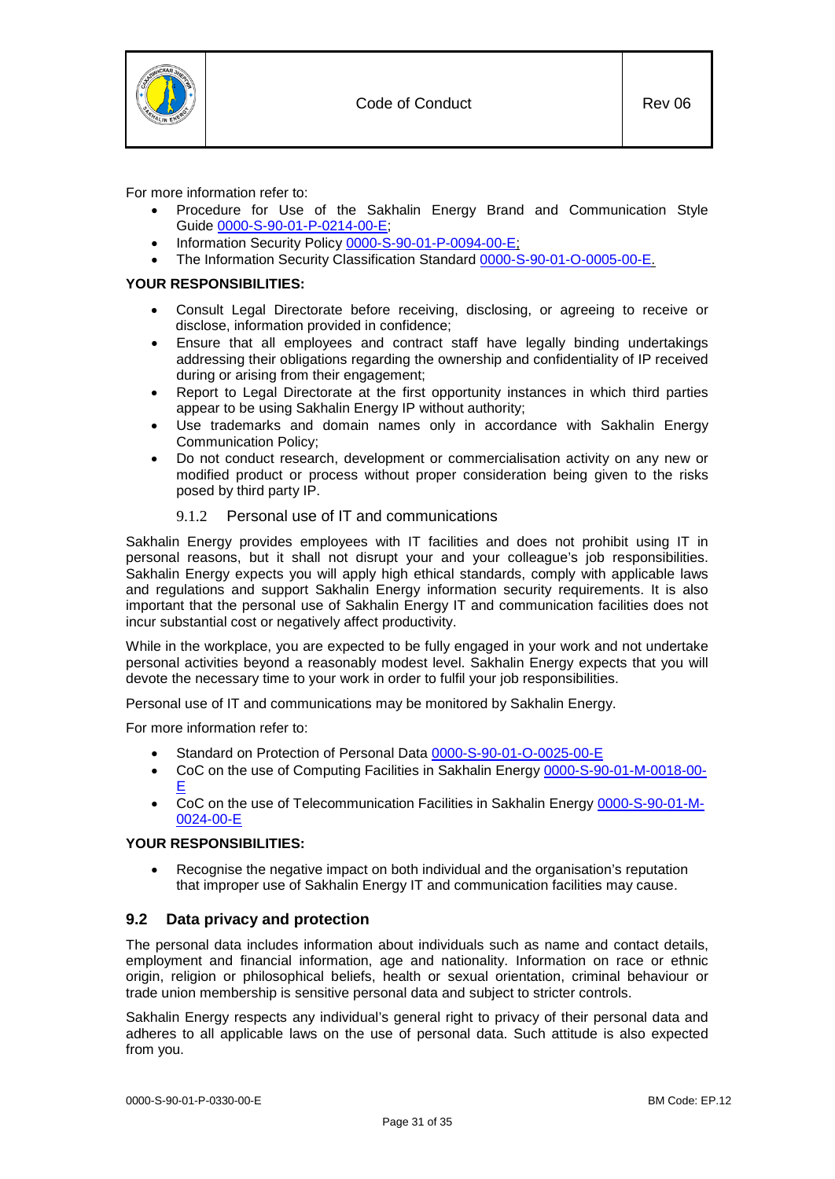For more information refer to:

- Procedure for Use of the Sakhalin Energy Brand and Communication Style Guide 0000-S-90-01-P-0214-00-E;
- Information Security Policy 0000-S-90-01-P-0094-00-E;
- The Information Security Classification Standard 0000-S-90-01-O-0005-00-E.

**YOUR RESPONSIBILITIES:**

- Consult Legal Directorate before receiving, disclosing, or agreeing to receive or disclose, information provided in confidence;
- Ensure that all employees and contract staff have legally binding undertakings addressing their obligations regarding the ownership and confidentiality of IP received during or arising from their engagement;
- Report to Legal Directorate at the first opportunity instances in which third parties appear to be using Sakhalin Energy IP without authority;
- Use trademarks and domain names only in accordance with Sakhalin Energy Communication Policy;
- Do not conduct research, development or commercialisation activity on any new or modified product or process without proper consideration being given to the risks posed by third party IP.

#### 9.1.2 Personal use of IT and communications

Sakhalin Energy provides employees with IT facilities and does not prohibit using IT in personal reasons, but it shall not disrupt your and your colleague's job responsibilities. Sakhalin Energy expects you will apply high ethical standards, comply with applicable laws and regulations and support Sakhalin Energy information security requirements. It is also important that the personal use of Sakhalin Energy IT and communication facilities does not incur substantial cost or negatively affect productivity.

While in the workplace, you are expected to be fully engaged in your work and not undertake personal activities beyond a reasonably modest level. Sakhalin Energy expects that you will devote the necessary time to your work in order to fulfil your job responsibilities.

Personal use of IT and communications may be monitored by Sakhalin Energy.

For more information refer to:

- Standard on Protection of Personal Data 0000-S-90-01-O-0025-00-E
- CoC on the use of Computing Facilities in Sakhalin Energy 0000-S-90-01-M-0018-00-E
- CoC on the use of Telecommunication Facilities in Sakhalin Energy 0000-S-90-01-M-0024-00-E

**YOUR RESPONSIBILITIES:**

- Recognise the negative impact on both individual and the organisation's reputation that improper use of Sakhalin Energy IT and communication facilities may cause.

### 9.2 Data privacy and protection

The personal data includes information about individuals such as name and contact details, employment and financial information, age and nationality. Information on race or ethnic origin, religion or philosophical beliefs, health or sexual orientation, criminal behaviour or trade union membership is sensitive personal data and subject to stricter controls.

Sakhalin Energy respects any individual's general right to privacy of their personal data and adheres to all applicable laws on the use of personal data. Such attitude is also expected from you.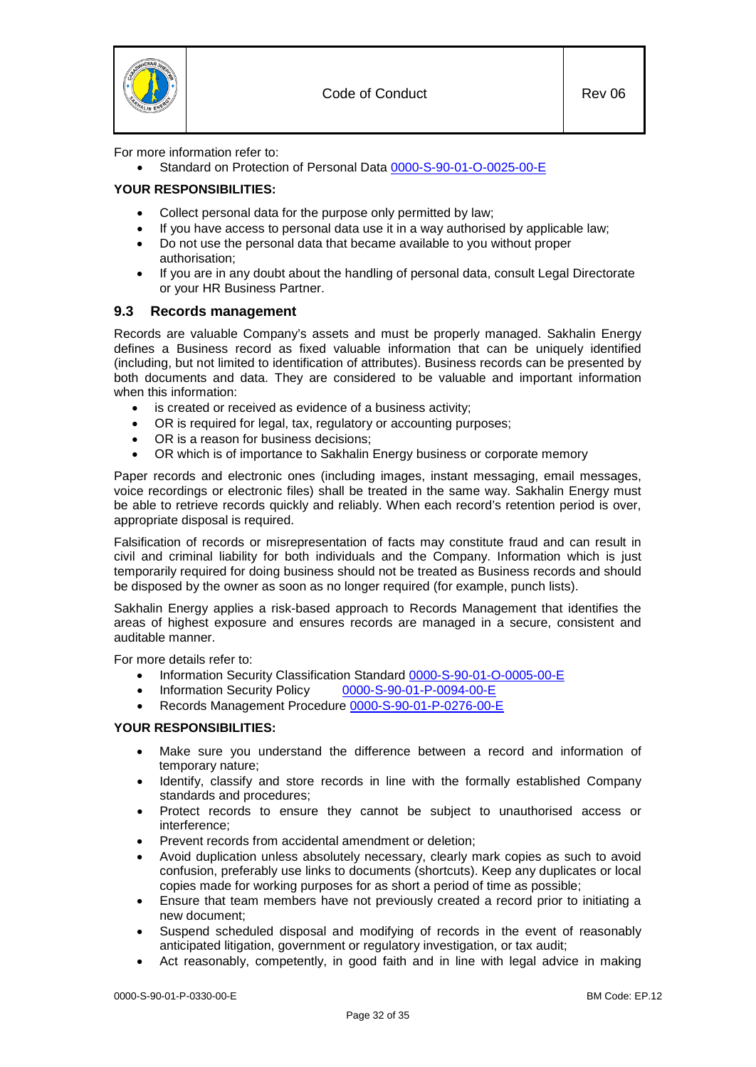For more information refer to:

- Standard on Protection of Personal Data 0000-S-90-01-O-0025-00-E

**YOUR RESPONSIBILITIES:**

- Collect personal data for the purpose only permitted by law;
- If you have access to personal data use it in a way authorised by applicable law;
- Do not use the personal data that became available to you without proper authorisation;
- If you are in any doubt about the handling of personal data, consult Legal Directorate or your HR Business Partner.

## 9.3 Records management

Records are valuable Company's assets and must be properly managed. Sakhalin Energy defines a Business record as fixed valuable information that can be uniquely identified (including, but not limited to identification of attributes). Business records can be presented by both documents and data. They are considered to be valuable and important information when this information:

- is created or received as evidence of a business activity;
- OR is required for legal, tax, regulatory or accounting purposes;
- OR is a reason for business decisions;
- OR which is of importance to Sakhalin Energy business or corporate memory

Paper records and electronic ones (including images, instant messaging, email messages, voice recordings or electronic files) shall be treated in the same way. Sakhalin Energy must be able to retrieve records quickly and reliably. When each record's retention period is over, appropriate disposal is required.

Falsification of records or misrepresentation of facts may constitute fraud and can result in civil and criminal liability for both individuals and the Company. Information which is just temporarily required for doing business should not be treated as Business records and should be disposed by the owner as soon as no longer required (for example, punch lists).

Sakhalin Energy applies a risk-based approach to Records Management that identifies the areas of highest exposure and ensures records are managed in a secure, consistent and auditable manner.

For more details refer to:

- Information Security Classification Standard 0000-S-90-01-O-0005-00-E
- Information Security Policy 0000-S-90-01-P-0094-00-E
- Records Management Procedure 0000-S-90-01-P-0276-00-E

**YOUR RESPONSIBILITIES:**

- Make sure you understand the difference between a record and information of temporary nature;
- Identify, classify and store records in line with the formally established Company standards and procedures;
- Protect records to ensure they cannot be subject to unauthorised access or interference;
- Prevent records from accidental amendment or deletion;
- Avoid duplication unless absolutely necessary, clearly mark copies as such to avoid confusion, preferably use links to documents (shortcuts). Keep any duplicates or local copies made for working purposes for as short a period of time as possible;
- Ensure that team members have not previously created a record prior to initiating a new document;
- Suspend scheduled disposal and modifying of records in the event of reasonably anticipated litigation, government or regulatory investigation, or tax audit;
- Act reasonably, competently, in good faith and in line with legal advice in making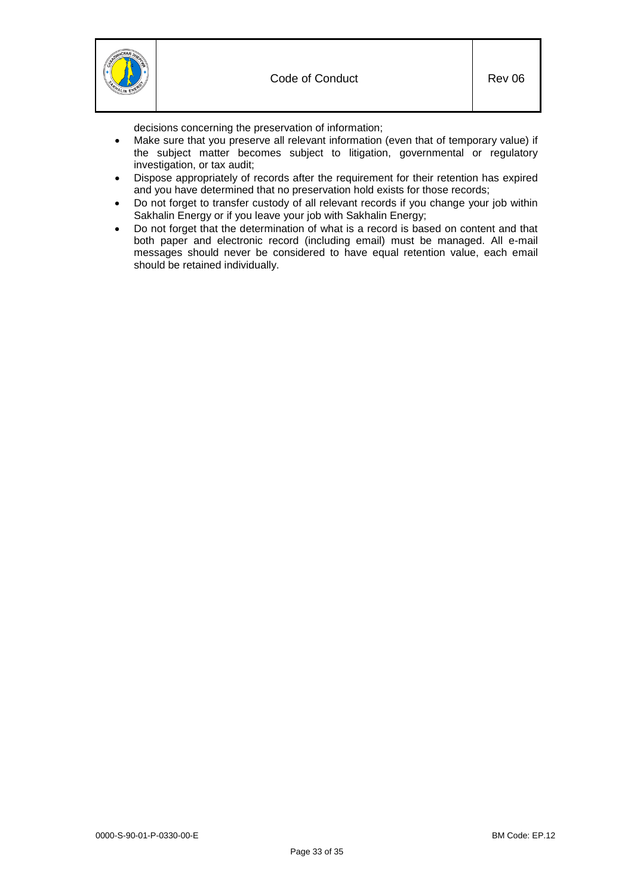decisions concerning the preservation of information;

- Make sure that you preserve all relevant information (even that of temporary value) if the subject matter becomes subject to litigation, governmental or regulatory investigation, or tax audit;
- Dispose appropriately of records after the requirement for their retention has expired and you have determined that no preservation hold exists for those records;
- Do not forget to transfer custody of all relevant records if you change your job within Sakhalin Energy or if you leave your job with Sakhalin Energy;
- Do not forget that the determination of what is a record is based on content and that both paper and electronic record (including email) must be managed. All e-mail messages should never be considered to have equal retention value, each email should be retained individually.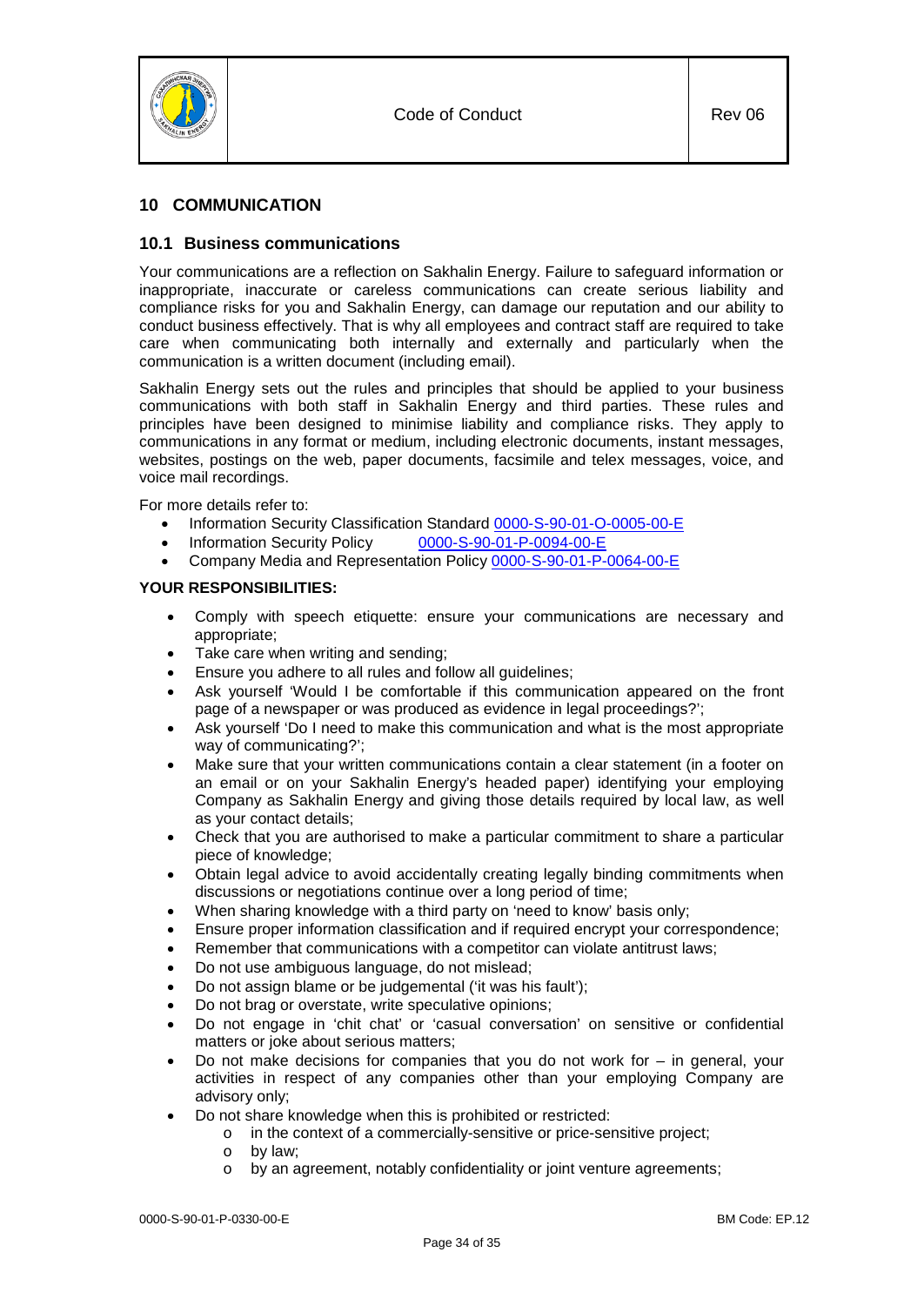# 10 COMMUNICATION

## 10.1 Business communications

Your communications are a reflection on Sakhalin Energy. Failure to safeguard information or inappropriate, inaccurate or careless communications can create serious liability and compliance risks for you and Sakhalin Energy, can damage our reputation and our ability to conduct business effectively. That is why all employees and contract staff are required to take care when communicating both internally and externally and particularly when the communication is a written document (including email).

Sakhalin Energy sets out the rules and principles that should be applied to your business communications with both staff in Sakhalin Energy and third parties. These rules and principles have been designed to minimise liability and compliance risks. They apply to communications in any format or medium, including electronic documents, instant messages, websites, postings on the web, paper documents, facsimile and telex messages, voice, and voice mail recordings.

For more details refer to:

- Information Security Classification Standard 0000-S-90-01-O-0005-00-E
- Information Security Policy 0000-S-90-01-P-0094-00-E
- Company Media and Representation Policy 0000-S-90-01-P-0064-00-E

**YOUR RESPONSIBILITIES:**

- Comply with speech etiquette: ensure your communications are necessary and appropriate;
- Take care when writing and sending;
- Ensure you adhere to all rules and follow all guidelines;
- Ask yourself 'Would I be comfortable if this communication appeared on the front page of a newspaper or was produced as evidence in legal proceedings?';
- Ask yourself 'Do I need to make this communication and what is the most appropriate way of communicating?';
- Make sure that your written communications contain a clear statement (in a footer on an email or on your Sakhalin Energy's headed paper) identifying your employing Company as Sakhalin Energy and giving those details required by local law, as well as your contact details;
- Check that you are authorised to make a particular commitment to share a particular piece of knowledge;
- Obtain legal advice to avoid accidentally creating legally binding commitments when discussions or negotiations continue over a long period of time;
- When sharing knowledge with a third party on 'need to know' basis only;
- Ensure proper information classification and if required encrypt your correspondence;
- Remember that communications with a competitor can violate antitrust laws;
- Do not use ambiguous language, do not mislead;
- Do not assign blame or be judgemental ('it was his fault');
- Do not brag or overstate, write speculative opinions;
- Do not engage in 'chit chat' or 'casual conversation' on sensitive or confidential matters or joke about serious matters;
- Do not make decisions for companies that you do not work for – in general, your activities in respect of any companies other than your employing Company are advisory only;
- Do not share knowledge when this is prohibited or restricted:
  - in the context of a commercially-sensitive or price-sensitive project;
  - by law;
  - by an agreement, notably confidentiality or joint venture agreements;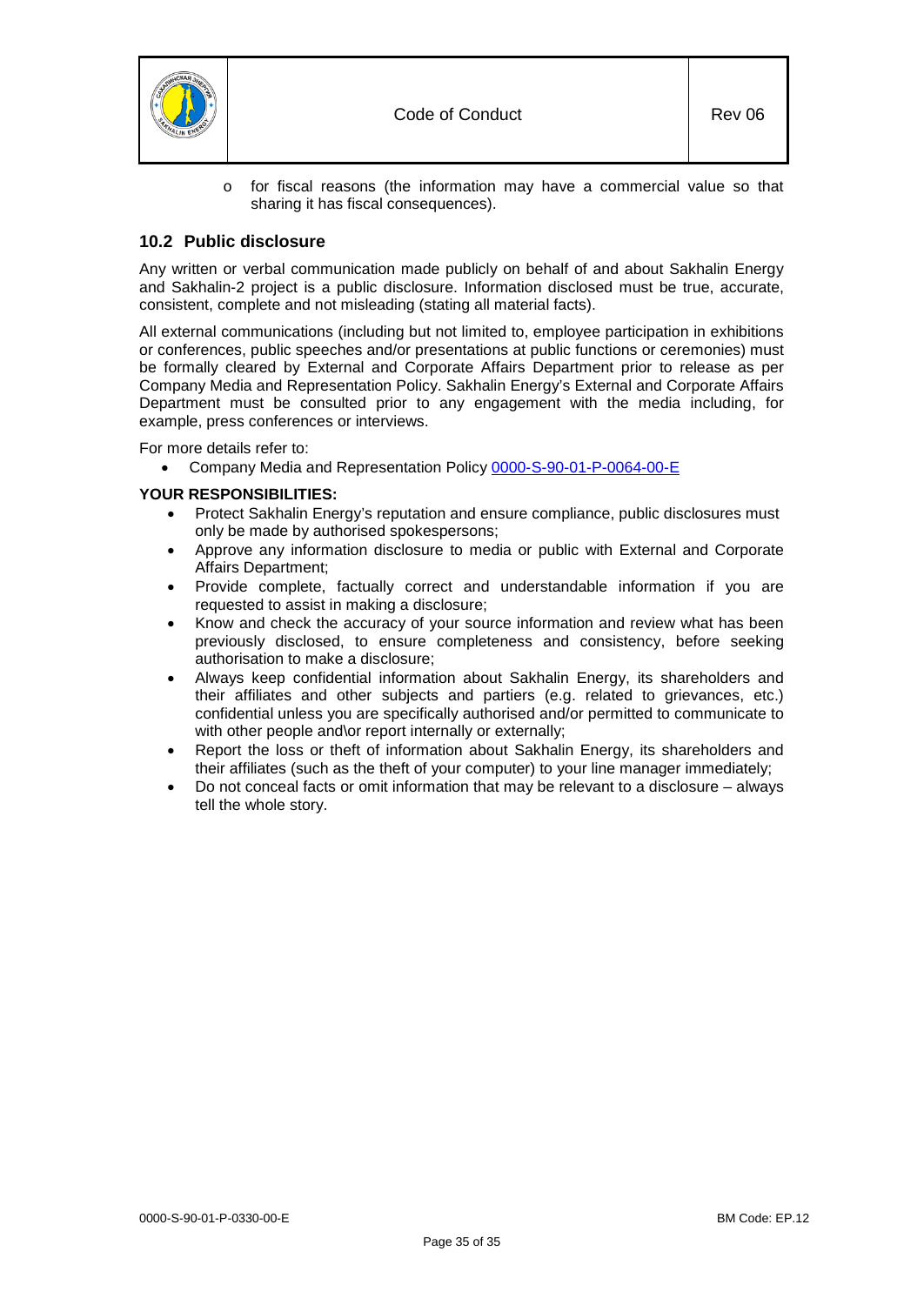- for fiscal reasons (the information may have a commercial value so that sharing it has fiscal consequences).

## 10.2 Public disclosure

Any written or verbal communication made publicly on behalf of and about Sakhalin Energy and Sakhalin-2 project is a public disclosure. Information disclosed must be true, accurate, consistent, complete and not misleading (stating all material facts).

All external communications (including but not limited to, employee participation in exhibitions or conferences, public speeches and/or presentations at public functions or ceremonies) must be formally cleared by External and Corporate Affairs Department prior to release as per Company Media and Representation Policy. Sakhalin Energy's External and Corporate Affairs Department must be consulted prior to any engagement with the media including, for example, press conferences or interviews.

For more details refer to:

- Company Media and Representation Policy 0000-S-90-01-P-0064-00-E

**YOUR RESPONSIBILITIES:**

- Protect Sakhalin Energy's reputation and ensure compliance, public disclosures must only be made by authorised spokespersons;
- Approve any information disclosure to media or public with External and Corporate Affairs Department;
- Provide complete, factually correct and understandable information if you are requested to assist in making a disclosure;
- Know and check the accuracy of your source information and review what has been previously disclosed, to ensure completeness and consistency, before seeking authorisation to make a disclosure;
- Always keep confidential information about Sakhalin Energy, its shareholders and their affiliates and other subjects and parties (e.g. related to grievances, etc.) confidential unless you are specifically authorised and/or permitted to communicate to with other people and\or report internally or externally;
- Report the loss or theft of information about Sakhalin Energy, its shareholders and their affiliates (such as the theft of your computer) to your line manager immediately;
- Do not conceal facts or omit information that may be relevant to a disclosure – always tell the whole story.